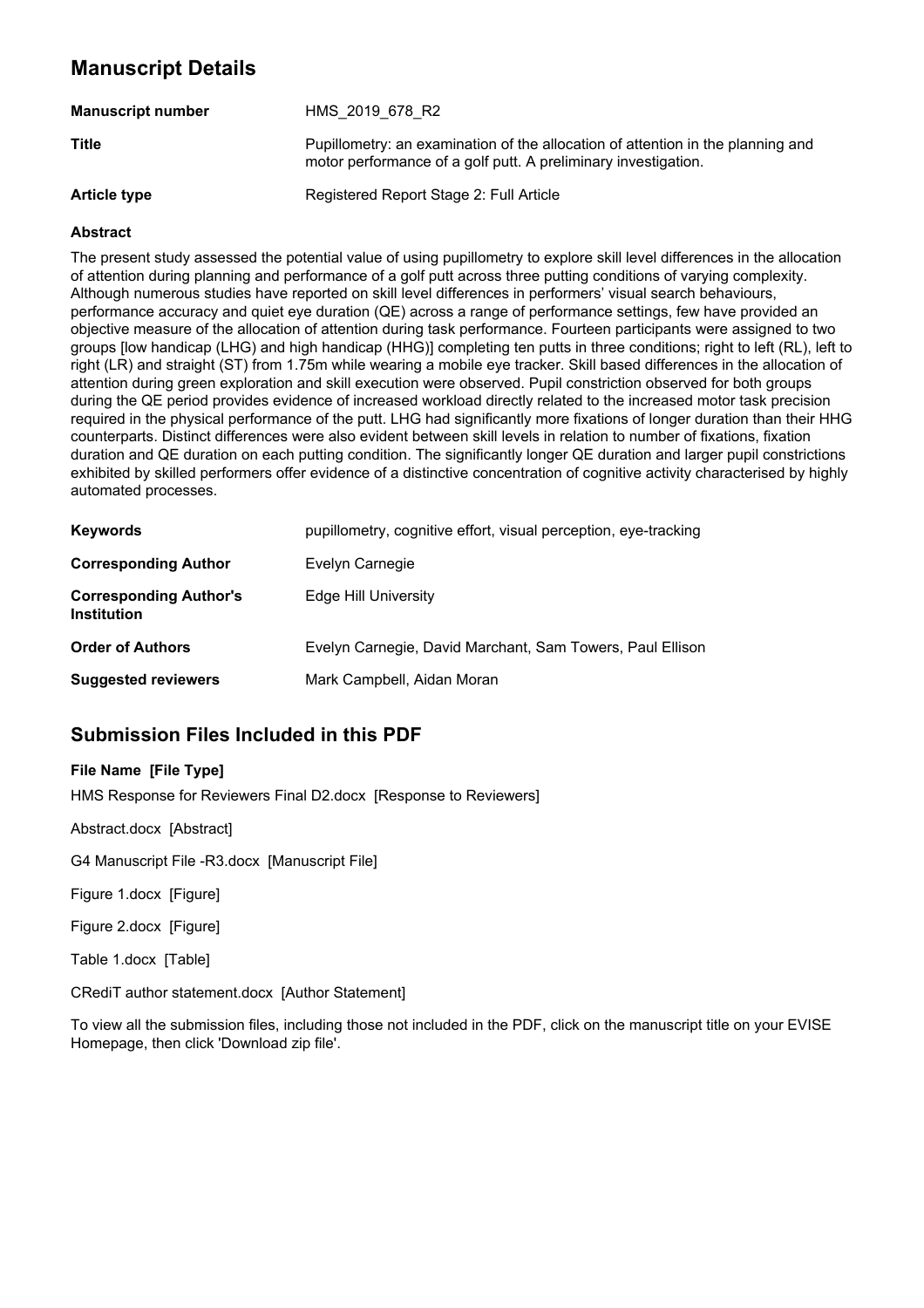## Manuscript Details

| | |
|---|---|
| **Manuscript number** | HMS_2019_678_R2 |
| **Title** | Pupillometry: an examination of the allocation of attention in the planning and motor performance of a golf putt. A preliminary investigation. |
| **Article type** | Registered Report Stage 2: Full Article |

### Abstract

The present study assessed the potential value of using pupillometry to explore skill level differences in the allocation of attention during planning and performance of a golf putt across three putting conditions of varying complexity. Although numerous studies have reported on skill level differences in performers' visual search behaviours, performance accuracy and quiet eye duration (QE) across a range of performance settings, few have provided an objective measure of the allocation of attention during task performance. Fourteen participants were assigned to two groups [low handicap (LHG) and high handicap (HHG)] completing ten putts in three conditions; right to left (RL), left to right (LR) and straight (ST) from 1.75m while wearing a mobile eye tracker. Skill based differences in the allocation of attention during green exploration and skill execution were observed. Pupil constriction observed for both groups during the QE period provides evidence of increased workload directly related to the increased motor task precision required in the physical performance of the putt. LHG had significantly more fixations of longer duration than their HHG counterparts. Distinct differences were also evident between skill levels in relation to number of fixations, fixation duration and QE duration on each putting condition. The significantly longer QE duration and larger pupil constrictions exhibited by skilled performers offer evidence of a distinctive concentration of cognitive activity characterised by highly automated processes.

| | |
|---|---|
| **Keywords** | pupillometry, cognitive effort, visual perception, eye-tracking |
| **Corresponding Author** | Evelyn Carnegie |
| **Corresponding Author's Institution** | Edge Hill University |
| **Order of Authors** | Evelyn Carnegie, David Marchant, Sam Towers, Paul Ellison |
| **Suggested reviewers** | Mark Campbell, Aidan Moran |

## Submission Files Included in this PDF

**File Name [File Type]**

HMS Response for Reviewers Final D2.docx [Response to Reviewers]

Abstract.docx [Abstract]

G4 Manuscript File -R3.docx [Manuscript File]

Figure 1.docx [Figure]

Figure 2.docx [Figure]

Table 1.docx [Table]

CRediT author statement.docx [Author Statement]

To view all the submission files, including those not included in the PDF, click on the manuscript title on your EVISE Homepage, then click 'Download zip file'.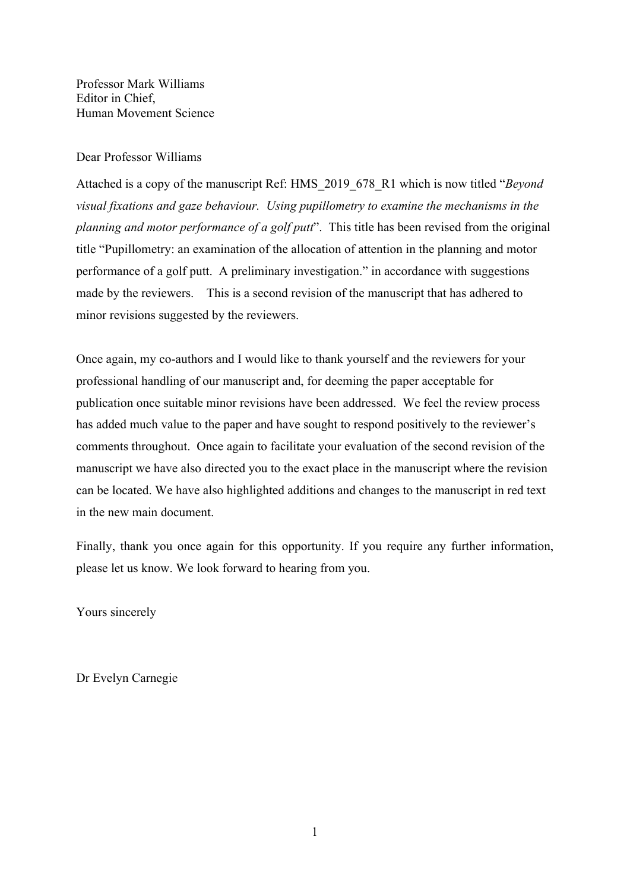Professor Mark Williams
Editor in Chief,
Human Movement Science

Dear Professor Williams

Attached is a copy of the manuscript Ref: HMS_2019_678_R1 which is now titled "*Beyond visual fixations and gaze behaviour. Using pupillometry to examine the mechanisms in the planning and motor performance of a golf putt*". This title has been revised from the original title "Pupillometry: an examination of the allocation of attention in the planning and motor performance of a golf putt. A preliminary investigation." in accordance with suggestions made by the reviewers. This is a second revision of the manuscript that has adhered to minor revisions suggested by the reviewers.

Once again, my co-authors and I would like to thank yourself and the reviewers for your professional handling of our manuscript and, for deeming the paper acceptable for publication once suitable minor revisions have been addressed. We feel the review process has added much value to the paper and have sought to respond positively to the reviewer's comments throughout. Once again to facilitate your evaluation of the second revision of the manuscript we have also directed you to the exact place in the manuscript where the revision can be located. We have also highlighted additions and changes to the manuscript in red text in the new main document.

Finally, thank you once again for this opportunity. If you require any further information, please let us know. We look forward to hearing from you.

Yours sincerely

Dr Evelyn Carnegie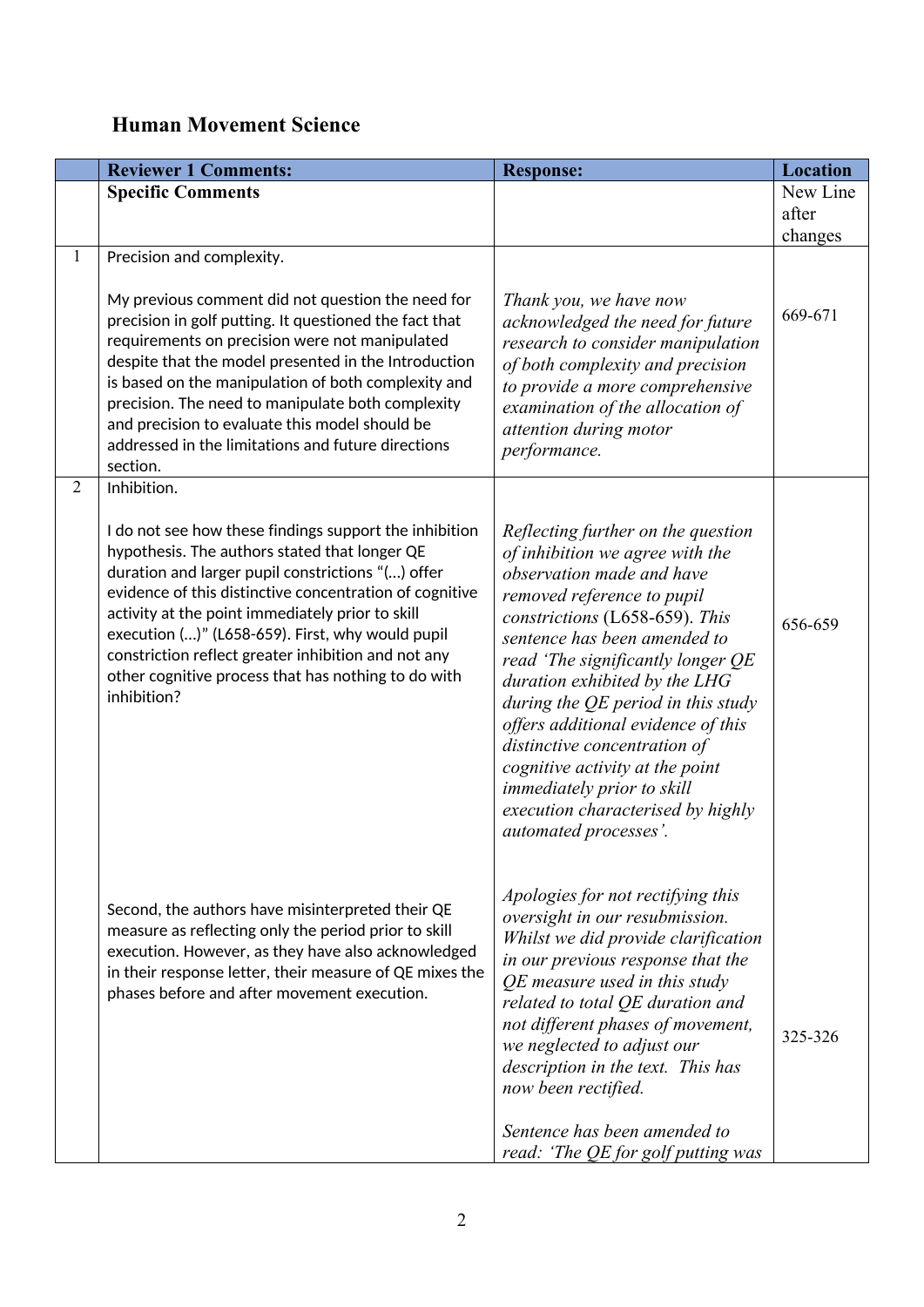## Human Movement Science

| | Reviewer 1 Comments: | Response: | Location |
|---|---|---|---|
| | **Specific Comments** | | New Line after changes |
| 1 | Precision and complexity.<br><br>My previous comment did not question the need for precision in golf putting. It questioned the fact that requirements on precision were not manipulated despite that the model presented in the Introduction is based on the manipulation of both complexity and precision. The need to manipulate both complexity and precision to evaluate this model should be addressed in the limitations and future directions section. | *Thank you, we have now acknowledged the need for future research to consider manipulation of both complexity and precision to provide a more comprehensive examination of the allocation of attention during motor performance.* | 669-671 |
| 2 | Inhibition.<br><br>I do not see how these findings support the inhibition hypothesis. The authors stated that longer QE duration and larger pupil constrictions "(…) offer evidence of this distinctive concentration of cognitive activity at the point immediately prior to skill execution (…)" (L658-659). First, why would pupil constriction reflect greater inhibition and not any other cognitive process that has nothing to do with inhibition? | *Reflecting further on the question of inhibition we agree with the observation made and have removed reference to pupil constrictions* (L658-659). *This sentence has been amended to read 'The significantly longer QE duration exhibited by the LHG during the QE period in this study offers additional evidence of this distinctive concentration of cognitive activity at the point immediately prior to skill execution characterised by highly automated processes'.* | 656-659 |
| | Second, the authors have misinterpreted their QE measure as reflecting only the period prior to skill execution. However, as they have also acknowledged in their response letter, their measure of QE mixes the phases before and after movement execution. | *Apologies for not rectifying this oversight in our resubmission. Whilst we did provide clarification in our previous response that the QE measure used in this study related to total QE duration and not different phases of movement, we neglected to adjust our description in the text. This has now been rectified.*<br><br>*Sentence has been amended to read: 'The QE for golf putting was* | 325-326 |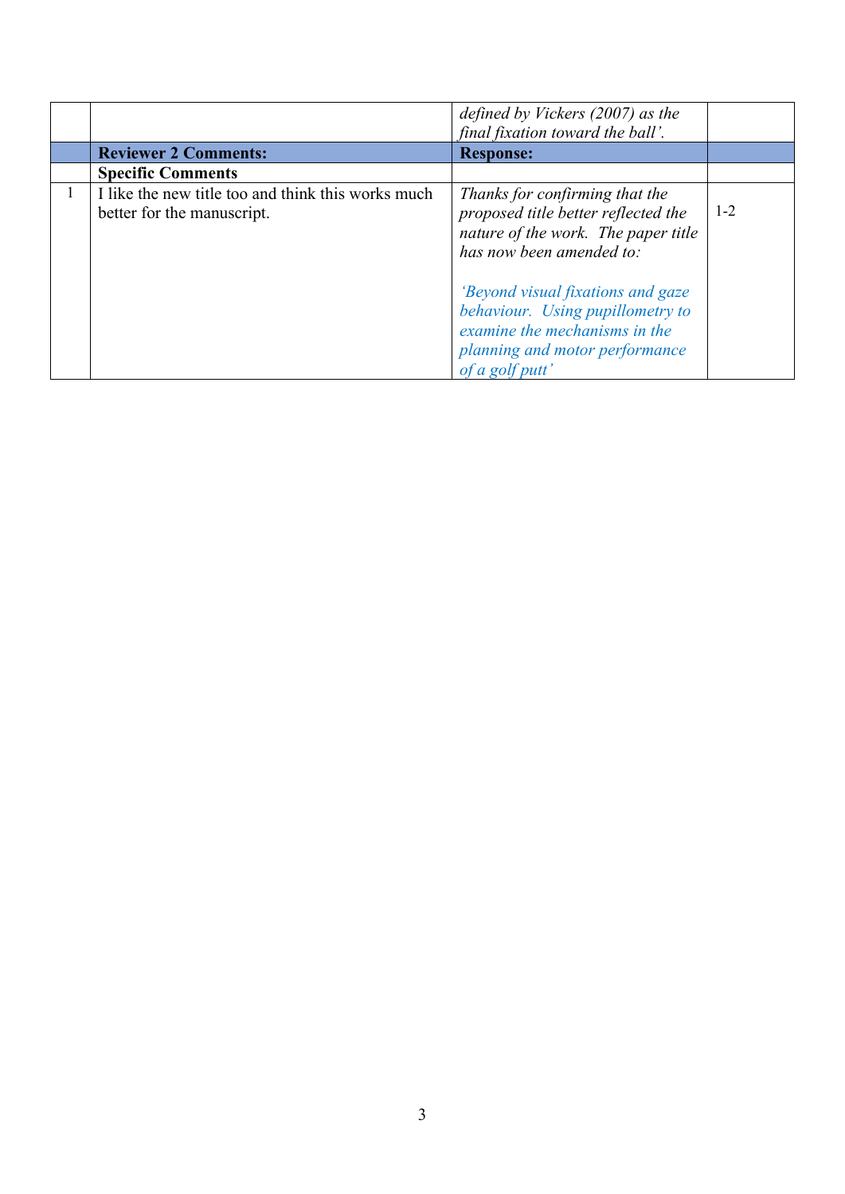|  |  | *defined by Vickers (2007) as the final fixation toward the ball'.* |  |
|---|---|---|---|
|  | **Reviewer 2 Comments:** | **Response:** |  |
|  | **Specific Comments** |  |  |
| 1 | I like the new title too and think this works much better for the manuscript. | *Thanks for confirming that the proposed title better reflected the nature of the work. The paper title has now been amended to:*<br><br>*'Beyond visual fixations and gaze behaviour. Using pupillometry to examine the mechanisms in the planning and motor performance of a golf putt'* | 1-2 |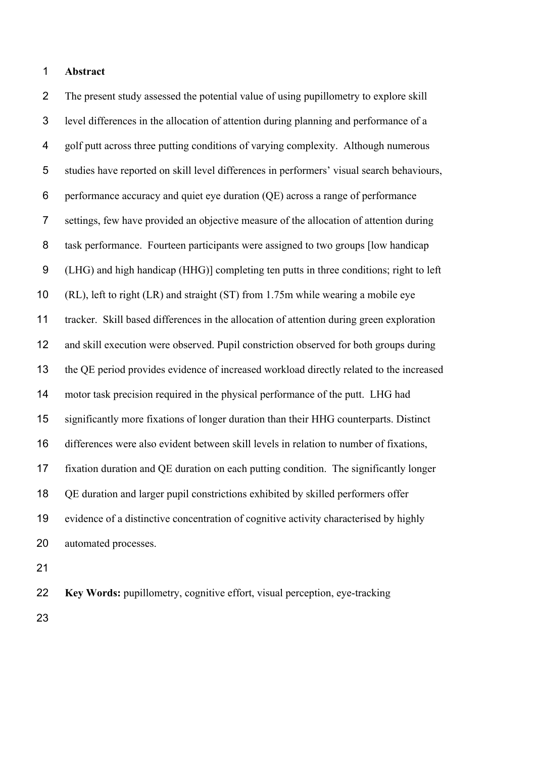## Abstract

The present study assessed the potential value of using pupillometry to explore skill level differences in the allocation of attention during planning and performance of a golf putt across three putting conditions of varying complexity. Although numerous studies have reported on skill level differences in performers' visual search behaviours, performance accuracy and quiet eye duration (QE) across a range of performance settings, few have provided an objective measure of the allocation of attention during task performance. Fourteen participants were assigned to two groups [low handicap (LHG) and high handicap (HHG)] completing ten putts in three conditions; right to left (RL), left to right (LR) and straight (ST) from 1.75m while wearing a mobile eye tracker. Skill based differences in the allocation of attention during green exploration and skill execution were observed. Pupil constriction observed for both groups during the QE period provides evidence of increased workload directly related to the increased motor task precision required in the physical performance of the putt. LHG had significantly more fixations of longer duration than their HHG counterparts. Distinct differences were also evident between skill levels in relation to number of fixations, fixation duration and QE duration on each putting condition. The significantly longer QE duration and larger pupil constrictions exhibited by skilled performers offer evidence of a distinctive concentration of cognitive activity characterised by highly automated processes.

**Key Words:** pupillometry, cognitive effort, visual perception, eye-tracking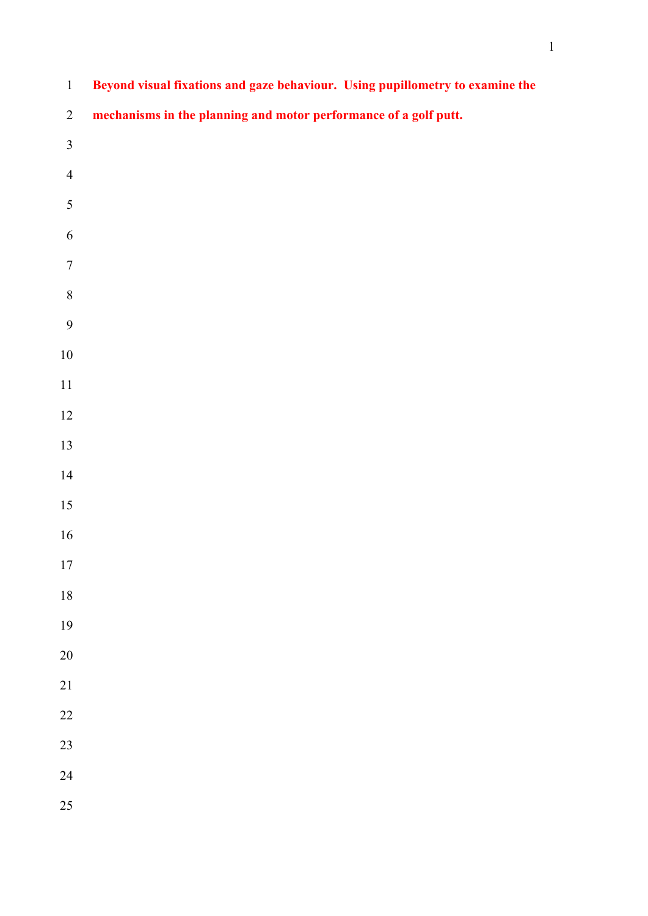# Beyond visual fixations and gaze behaviour. Using pupillometry to examine the mechanisms in the planning and motor performance of a golf putt.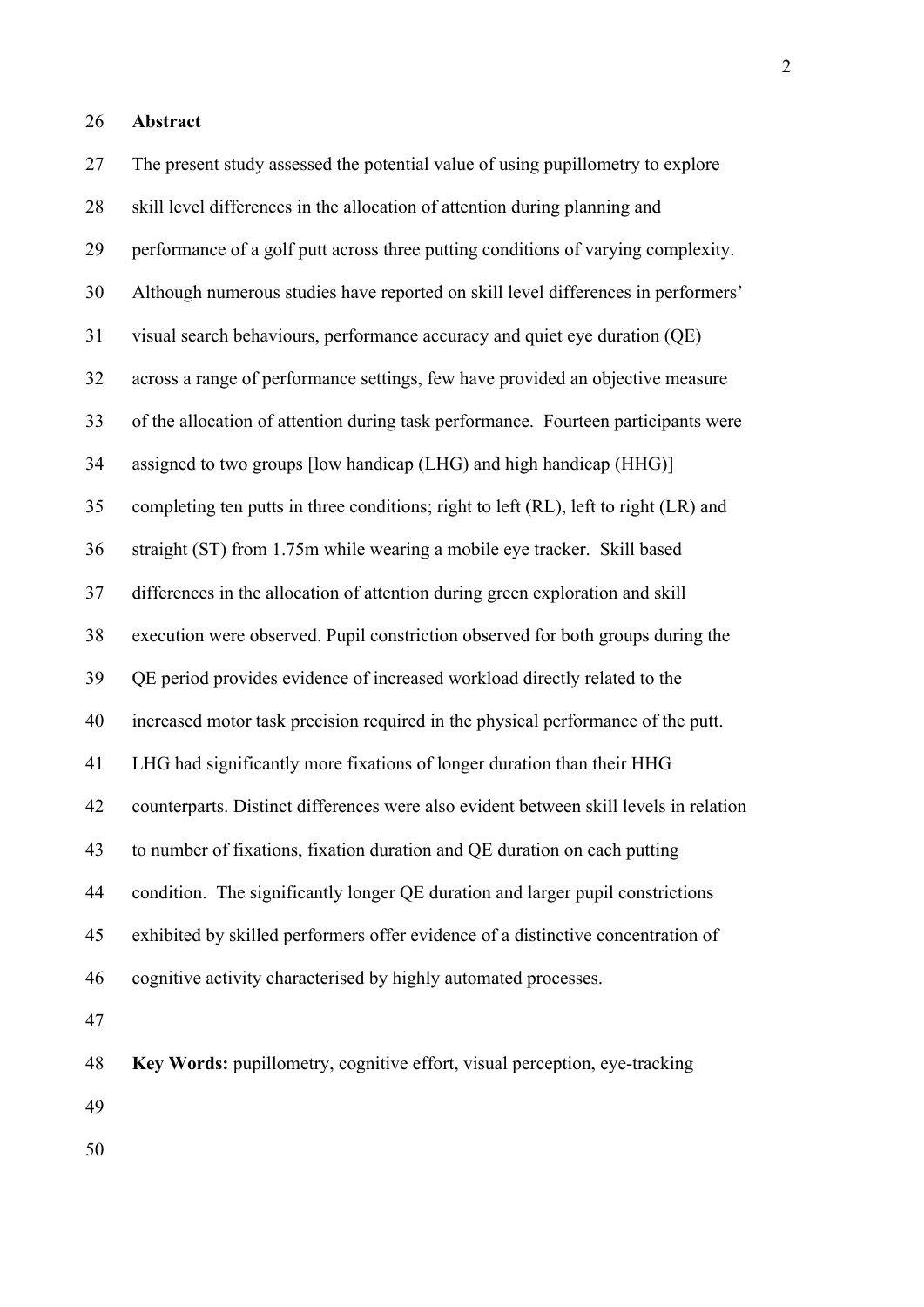## Abstract

The present study assessed the potential value of using pupillometry to explore skill level differences in the allocation of attention during planning and performance of a golf putt across three putting conditions of varying complexity. Although numerous studies have reported on skill level differences in performers' visual search behaviours, performance accuracy and quiet eye duration (QE) across a range of performance settings, few have provided an objective measure of the allocation of attention during task performance. Fourteen participants were assigned to two groups [low handicap (LHG) and high handicap (HHG)] completing ten putts in three conditions; right to left (RL), left to right (LR) and straight (ST) from 1.75m while wearing a mobile eye tracker. Skill based differences in the allocation of attention during green exploration and skill execution were observed. Pupil constriction observed for both groups during the QE period provides evidence of increased workload directly related to the increased motor task precision required in the physical performance of the putt. LHG had significantly more fixations of longer duration than their HHG counterparts. Distinct differences were also evident between skill levels in relation to number of fixations, fixation duration and QE duration on each putting condition. The significantly longer QE duration and larger pupil constrictions exhibited by skilled performers offer evidence of a distinctive concentration of cognitive activity characterised by highly automated processes.

**Key Words:** pupillometry, cognitive effort, visual perception, eye-tracking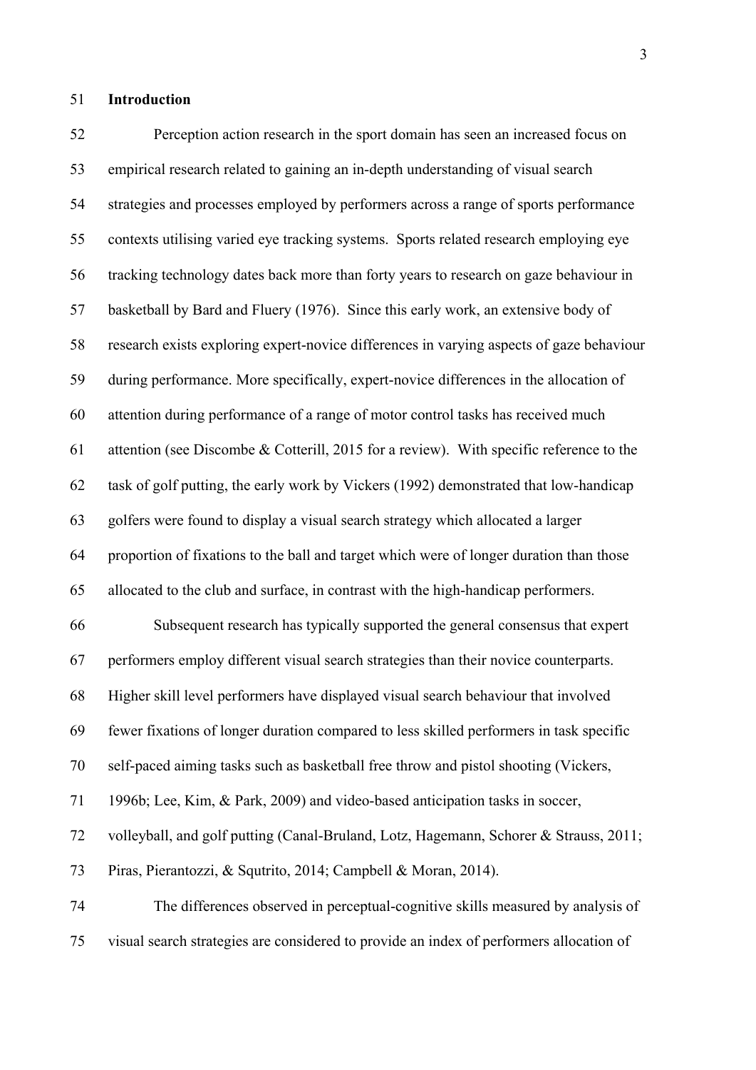## Introduction

Perception action research in the sport domain has seen an increased focus on empirical research related to gaining an in-depth understanding of visual search strategies and processes employed by performers across a range of sports performance contexts utilising varied eye tracking systems. Sports related research employing eye tracking technology dates back more than forty years to research on gaze behaviour in basketball by Bard and Fluery (1976). Since this early work, an extensive body of research exists exploring expert-novice differences in varying aspects of gaze behaviour during performance. More specifically, expert-novice differences in the allocation of attention during performance of a range of motor control tasks has received much attention (see Discombe & Cotterill, 2015 for a review). With specific reference to the task of golf putting, the early work by Vickers (1992) demonstrated that low-handicap golfers were found to display a visual search strategy which allocated a larger proportion of fixations to the ball and target which were of longer duration than those allocated to the club and surface, in contrast with the high-handicap performers.

Subsequent research has typically supported the general consensus that expert performers employ different visual search strategies than their novice counterparts. Higher skill level performers have displayed visual search behaviour that involved fewer fixations of longer duration compared to less skilled performers in task specific self-paced aiming tasks such as basketball free throw and pistol shooting (Vickers, 1996b; Lee, Kim, & Park, 2009) and video-based anticipation tasks in soccer, volleyball, and golf putting (Canal-Bruland, Lotz, Hagemann, Schorer & Strauss, 2011; Piras, Pierantozzi, & Squtrito, 2014; Campbell & Moran, 2014).

The differences observed in perceptual-cognitive skills measured by analysis of visual search strategies are considered to provide an index of performers allocation of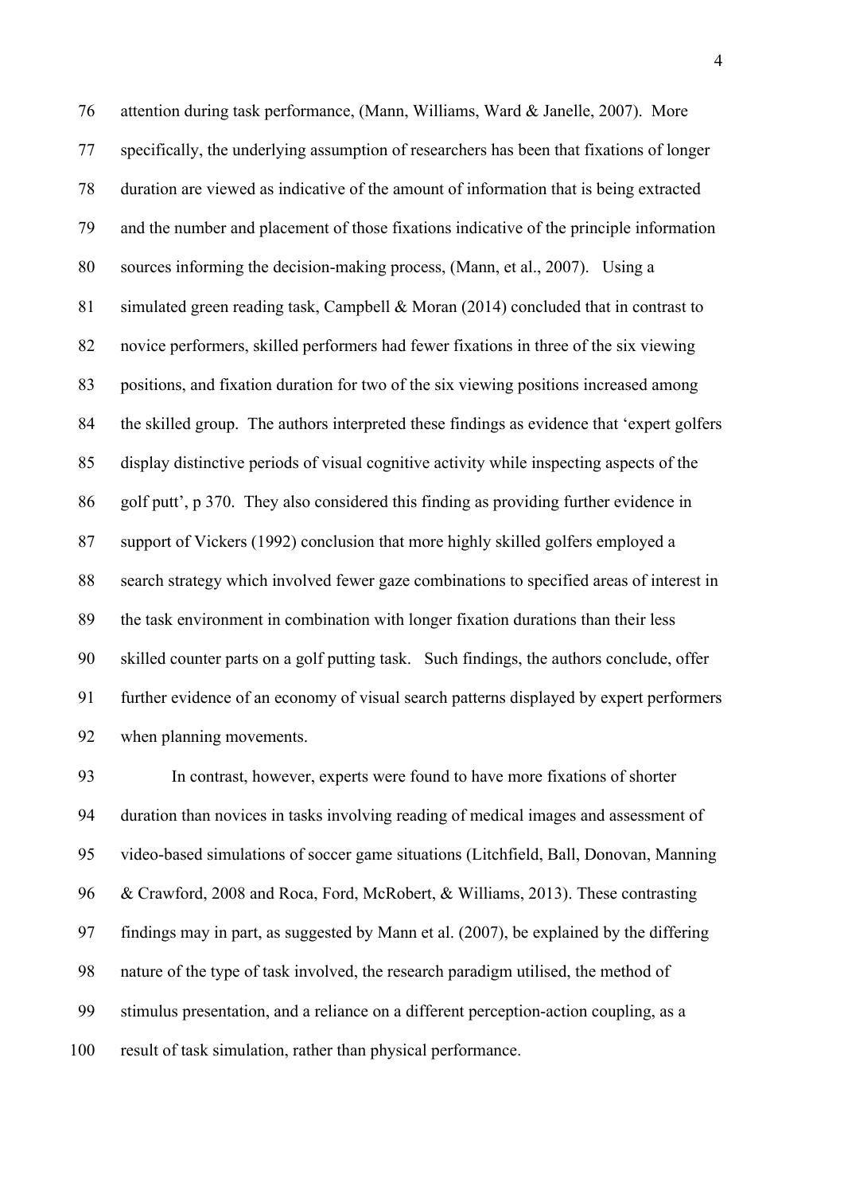attention during task performance, (Mann, Williams, Ward & Janelle, 2007). More specifically, the underlying assumption of researchers has been that fixations of longer duration are viewed as indicative of the amount of information that is being extracted and the number and placement of those fixations indicative of the principle information sources informing the decision-making process, (Mann, et al., 2007). Using a simulated green reading task, Campbell & Moran (2014) concluded that in contrast to novice performers, skilled performers had fewer fixations in three of the six viewing positions, and fixation duration for two of the six viewing positions increased among the skilled group. The authors interpreted these findings as evidence that 'expert golfers display distinctive periods of visual cognitive activity while inspecting aspects of the golf putt', p 370. They also considered this finding as providing further evidence in support of Vickers (1992) conclusion that more highly skilled golfers employed a search strategy which involved fewer gaze combinations to specified areas of interest in the task environment in combination with longer fixation durations than their less skilled counter parts on a golf putting task. Such findings, the authors conclude, offer further evidence of an economy of visual search patterns displayed by expert performers when planning movements.

In contrast, however, experts were found to have more fixations of shorter duration than novices in tasks involving reading of medical images and assessment of video-based simulations of soccer game situations (Litchfield, Ball, Donovan, Manning & Crawford, 2008 and Roca, Ford, McRobert, & Williams, 2013). These contrasting findings may in part, as suggested by Mann et al. (2007), be explained by the differing nature of the type of task involved, the research paradigm utilised, the method of stimulus presentation, and a reliance on a different perception-action coupling, as a result of task simulation, rather than physical performance.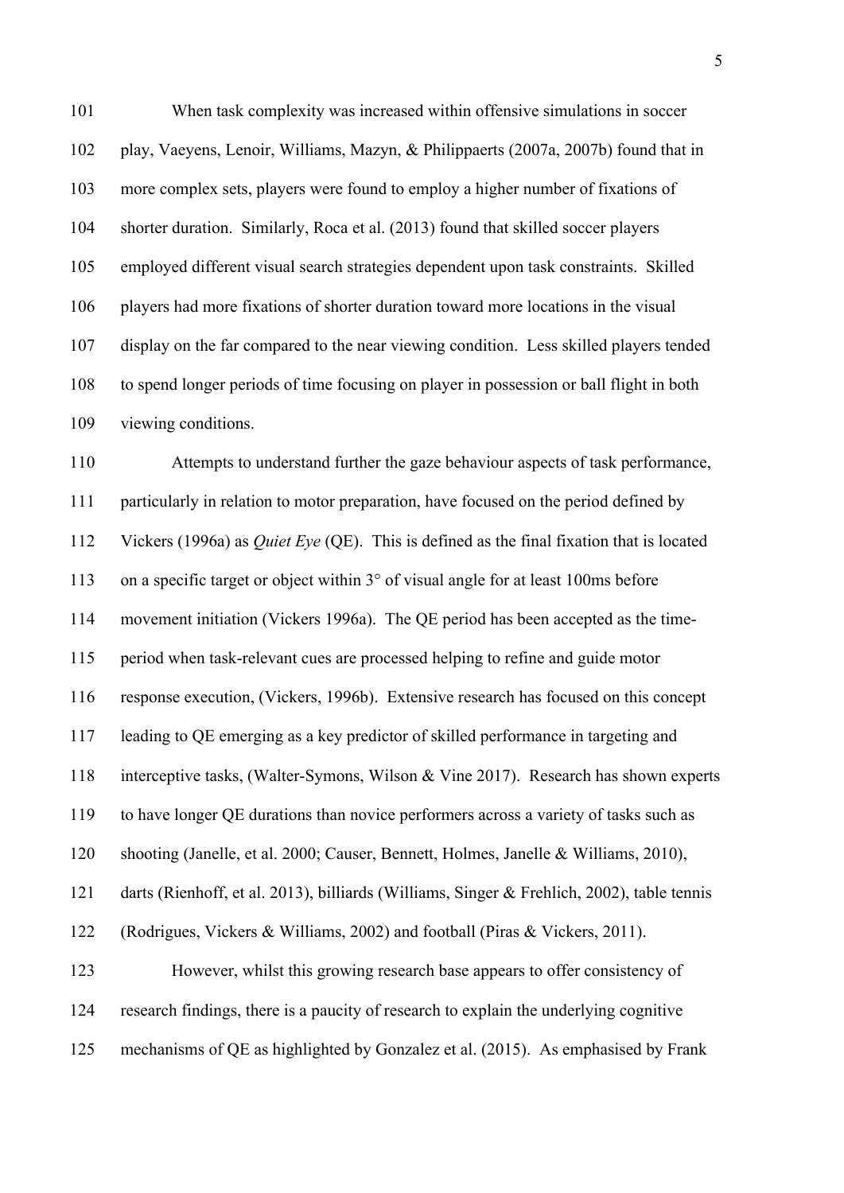When task complexity was increased within offensive simulations in soccer play, Vaeyens, Lenoir, Williams, Mazyn, & Philippaerts (2007a, 2007b) found that in more complex sets, players were found to employ a higher number of fixations of shorter duration. Similarly, Roca et al. (2013) found that skilled soccer players employed different visual search strategies dependent upon task constraints. Skilled players had more fixations of shorter duration toward more locations in the visual display on the far compared to the near viewing condition. Less skilled players tended to spend longer periods of time focusing on player in possession or ball flight in both viewing conditions.

Attempts to understand further the gaze behaviour aspects of task performance, particularly in relation to motor preparation, have focused on the period defined by Vickers (1996a) as *Quiet Eye* (QE). This is defined as the final fixation that is located on a specific target or object within 3° of visual angle for at least 100ms before movement initiation (Vickers 1996a). The QE period has been accepted as the time-period when task-relevant cues are processed helping to refine and guide motor response execution, (Vickers, 1996b). Extensive research has focused on this concept leading to QE emerging as a key predictor of skilled performance in targeting and interceptive tasks, (Walter-Symons, Wilson & Vine 2017). Research has shown experts to have longer QE durations than novice performers across a variety of tasks such as shooting (Janelle, et al. 2000; Causer, Bennett, Holmes, Janelle & Williams, 2010), darts (Rienhoff, et al. 2013), billiards (Williams, Singer & Frehlich, 2002), table tennis (Rodrigues, Vickers & Williams, 2002) and football (Piras & Vickers, 2011).

However, whilst this growing research base appears to offer consistency of research findings, there is a paucity of research to explain the underlying cognitive mechanisms of QE as highlighted by Gonzalez et al. (2015). As emphasised by Frank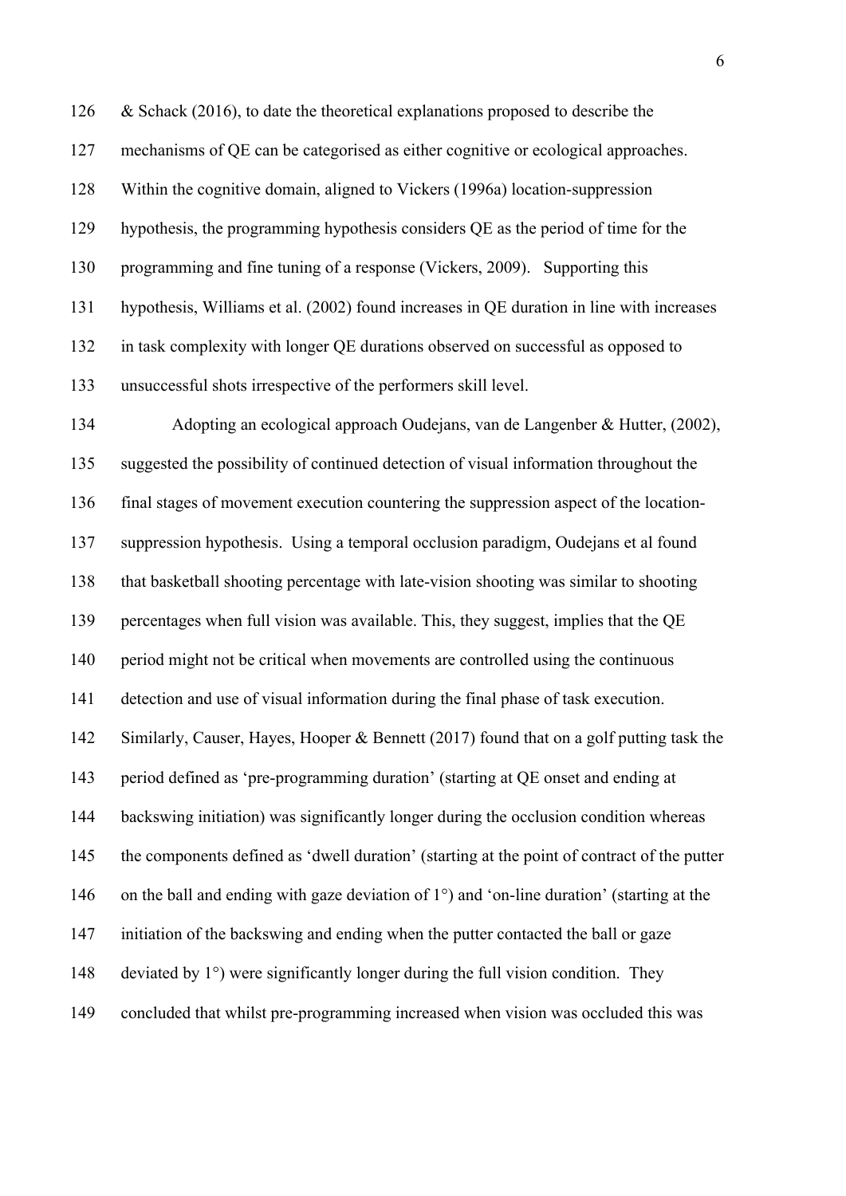& Schack (2016), to date the theoretical explanations proposed to describe the mechanisms of QE can be categorised as either cognitive or ecological approaches. Within the cognitive domain, aligned to Vickers (1996a) location-suppression hypothesis, the programming hypothesis considers QE as the period of time for the programming and fine tuning of a response (Vickers, 2009). Supporting this hypothesis, Williams et al. (2002) found increases in QE duration in line with increases in task complexity with longer QE durations observed on successful as opposed to unsuccessful shots irrespective of the performers skill level.

Adopting an ecological approach Oudejans, van de Langenber & Hutter, (2002), suggested the possibility of continued detection of visual information throughout the final stages of movement execution countering the suppression aspect of the location-suppression hypothesis. Using a temporal occlusion paradigm, Oudejans et al found that basketball shooting percentage with late-vision shooting was similar to shooting percentages when full vision was available. This, they suggest, implies that the QE period might not be critical when movements are controlled using the continuous detection and use of visual information during the final phase of task execution. Similarly, Causer, Hayes, Hooper & Bennett (2017) found that on a golf putting task the period defined as 'pre-programming duration' (starting at QE onset and ending at backswing initiation) was significantly longer during the occlusion condition whereas the components defined as 'dwell duration' (starting at the point of contract of the putter on the ball and ending with gaze deviation of 1°) and 'on-line duration' (starting at the initiation of the backswing and ending when the putter contacted the ball or gaze deviated by 1°) were significantly longer during the full vision condition. They concluded that whilst pre-programming increased when vision was occluded this was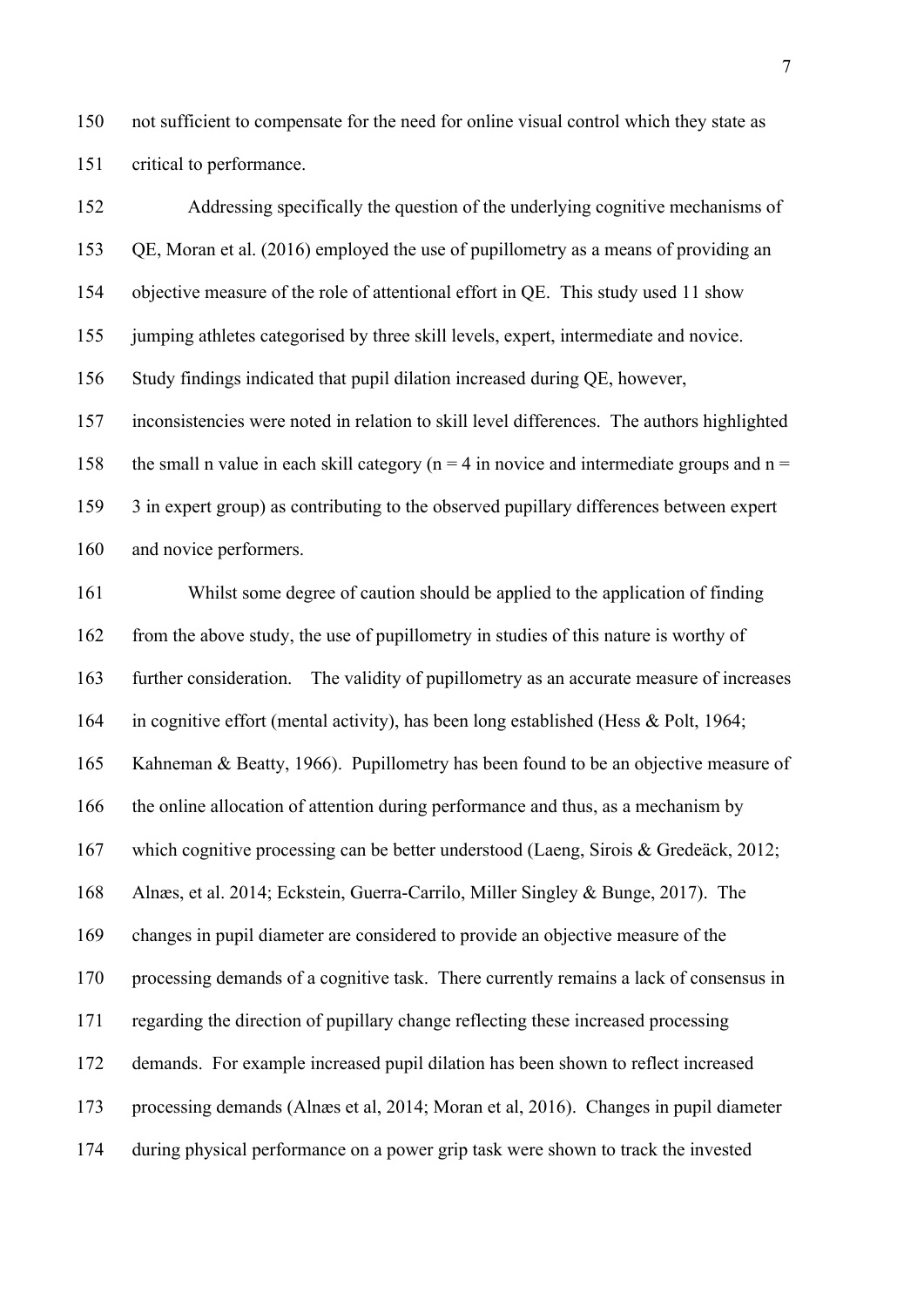not sufficient to compensate for the need for online visual control which they state as critical to performance.

Addressing specifically the question of the underlying cognitive mechanisms of QE, Moran et al. (2016) employed the use of pupillometry as a means of providing an objective measure of the role of attentional effort in QE. This study used 11 show jumping athletes categorised by three skill levels, expert, intermediate and novice. Study findings indicated that pupil dilation increased during QE, however, inconsistencies were noted in relation to skill level differences. The authors highlighted the small n value in each skill category (n = 4 in novice and intermediate groups and n = 3 in expert group) as contributing to the observed pupillary differences between expert and novice performers.

Whilst some degree of caution should be applied to the application of finding from the above study, the use of pupillometry in studies of this nature is worthy of further consideration. The validity of pupillometry as an accurate measure of increases in cognitive effort (mental activity), has been long established (Hess & Polt, 1964; Kahneman & Beatty, 1966). Pupillometry has been found to be an objective measure of the online allocation of attention during performance and thus, as a mechanism by which cognitive processing can be better understood (Laeng, Sirois & Gredeäck, 2012; Alnæs, et al. 2014; Eckstein, Guerra-Carrilo, Miller Singley & Bunge, 2017). The changes in pupil diameter are considered to provide an objective measure of the processing demands of a cognitive task. There currently remains a lack of consensus in regarding the direction of pupillary change reflecting these increased processing demands. For example increased pupil dilation has been shown to reflect increased processing demands (Alnæs et al, 2014; Moran et al, 2016). Changes in pupil diameter during physical performance on a power grip task were shown to track the invested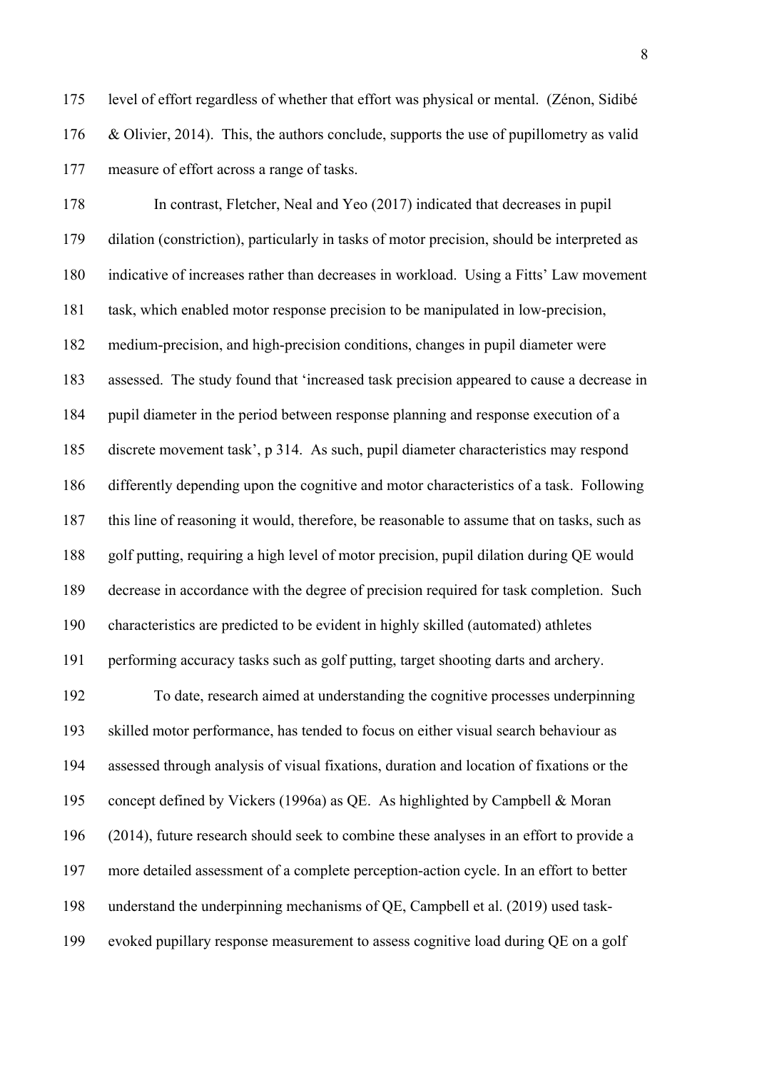level of effort regardless of whether that effort was physical or mental. (Zénon, Sidibé & Olivier, 2014). This, the authors conclude, supports the use of pupillometry as valid measure of effort across a range of tasks.

In contrast, Fletcher, Neal and Yeo (2017) indicated that decreases in pupil dilation (constriction), particularly in tasks of motor precision, should be interpreted as indicative of increases rather than decreases in workload. Using a Fitts' Law movement task, which enabled motor response precision to be manipulated in low-precision, medium-precision, and high-precision conditions, changes in pupil diameter were assessed. The study found that 'increased task precision appeared to cause a decrease in pupil diameter in the period between response planning and response execution of a discrete movement task', p 314. As such, pupil diameter characteristics may respond differently depending upon the cognitive and motor characteristics of a task. Following this line of reasoning it would, therefore, be reasonable to assume that on tasks, such as golf putting, requiring a high level of motor precision, pupil dilation during QE would decrease in accordance with the degree of precision required for task completion. Such characteristics are predicted to be evident in highly skilled (automated) athletes performing accuracy tasks such as golf putting, target shooting darts and archery.

To date, research aimed at understanding the cognitive processes underpinning skilled motor performance, has tended to focus on either visual search behaviour as assessed through analysis of visual fixations, duration and location of fixations or the concept defined by Vickers (1996a) as QE. As highlighted by Campbell & Moran (2014), future research should seek to combine these analyses in an effort to provide a more detailed assessment of a complete perception-action cycle. In an effort to better understand the underpinning mechanisms of QE, Campbell et al. (2019) used task-evoked pupillary response measurement to assess cognitive load during QE on a golf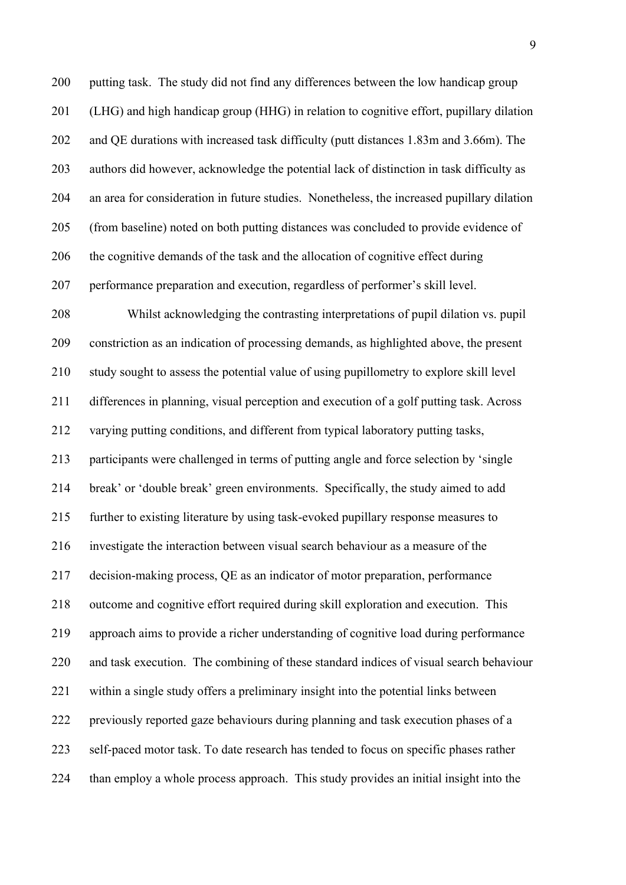putting task. The study did not find any differences between the low handicap group (LHG) and high handicap group (HHG) in relation to cognitive effort, pupillary dilation and QE durations with increased task difficulty (putt distances 1.83m and 3.66m). The authors did however, acknowledge the potential lack of distinction in task difficulty as an area for consideration in future studies. Nonetheless, the increased pupillary dilation (from baseline) noted on both putting distances was concluded to provide evidence of the cognitive demands of the task and the allocation of cognitive effect during performance preparation and execution, regardless of performer's skill level.

Whilst acknowledging the contrasting interpretations of pupil dilation vs. pupil constriction as an indication of processing demands, as highlighted above, the present study sought to assess the potential value of using pupillometry to explore skill level differences in planning, visual perception and execution of a golf putting task. Across varying putting conditions, and different from typical laboratory putting tasks, participants were challenged in terms of putting angle and force selection by 'single break' or 'double break' green environments. Specifically, the study aimed to add further to existing literature by using task-evoked pupillary response measures to investigate the interaction between visual search behaviour as a measure of the decision-making process, QE as an indicator of motor preparation, performance outcome and cognitive effort required during skill exploration and execution. This approach aims to provide a richer understanding of cognitive load during performance and task execution. The combining of these standard indices of visual search behaviour within a single study offers a preliminary insight into the potential links between previously reported gaze behaviours during planning and task execution phases of a self-paced motor task. To date research has tended to focus on specific phases rather than employ a whole process approach. This study provides an initial insight into the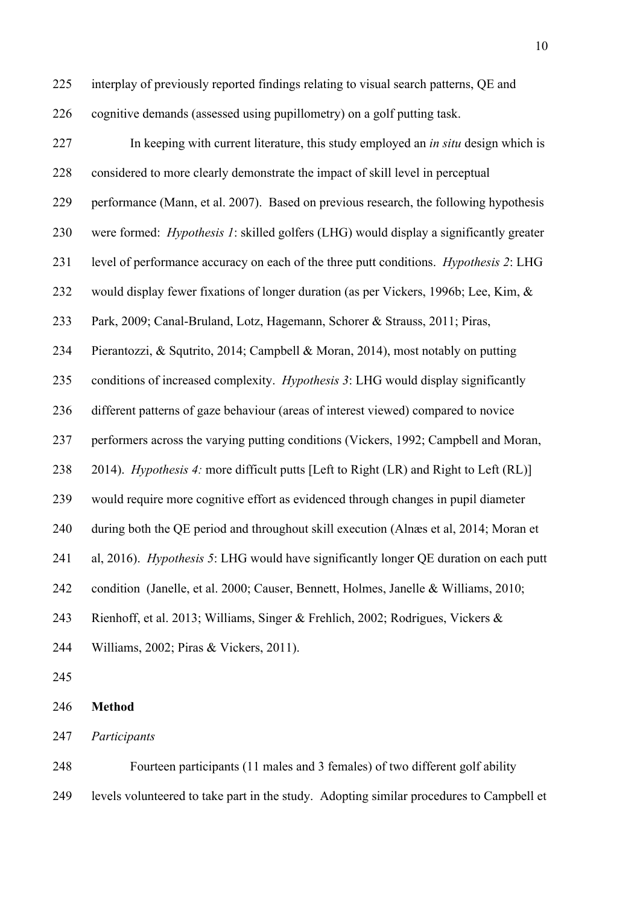interplay of previously reported findings relating to visual search patterns, QE and cognitive demands (assessed using pupillometry) on a golf putting task.

In keeping with current literature, this study employed an *in situ* design which is considered to more clearly demonstrate the impact of skill level in perceptual performance (Mann, et al. 2007). Based on previous research, the following hypothesis were formed: *Hypothesis 1*: skilled golfers (LHG) would display a significantly greater level of performance accuracy on each of the three putt conditions. *Hypothesis 2*: LHG would display fewer fixations of longer duration (as per Vickers, 1996b; Lee, Kim, & Park, 2009; Canal-Bruland, Lotz, Hagemann, Schorer & Strauss, 2011; Piras, Pierantozzi, & Squtrito, 2014; Campbell & Moran, 2014), most notably on putting conditions of increased complexity. *Hypothesis 3*: LHG would display significantly different patterns of gaze behaviour (areas of interest viewed) compared to novice performers across the varying putting conditions (Vickers, 1992; Campbell and Moran, 2014). *Hypothesis 4:* more difficult putts [Left to Right (LR) and Right to Left (RL)] would require more cognitive effort as evidenced through changes in pupil diameter during both the QE period and throughout skill execution (Alnæs et al, 2014; Moran et al, 2016). *Hypothesis 5*: LHG would have significantly longer QE duration on each putt condition (Janelle, et al. 2000; Causer, Bennett, Holmes, Janelle & Williams, 2010; Rienhoff, et al. 2013; Williams, Singer & Frehlich, 2002; Rodrigues, Vickers & Williams, 2002; Piras & Vickers, 2011).

## Method

### *Participants*

Fourteen participants (11 males and 3 females) of two different golf ability levels volunteered to take part in the study. Adopting similar procedures to Campbell et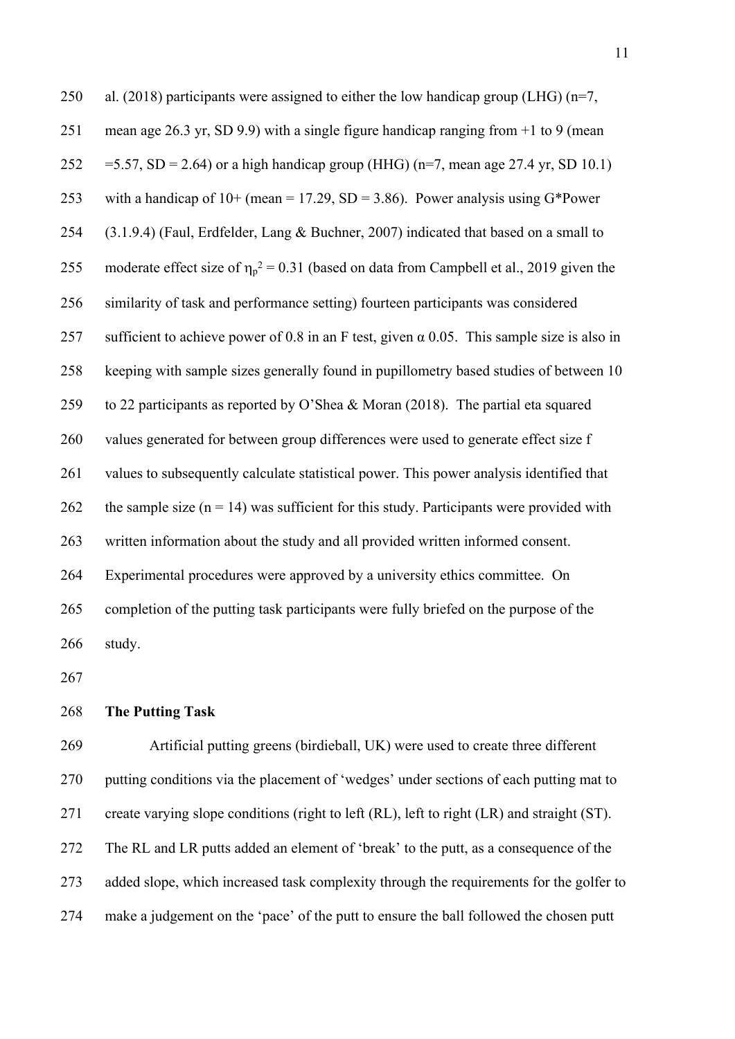al. (2018) participants were assigned to either the low handicap group (LHG) (n=7, mean age 26.3 yr, SD 9.9) with a single figure handicap ranging from +1 to 9 (mean =5.57, SD = 2.64) or a high handicap group (HHG) (n=7, mean age 27.4 yr, SD 10.1) with a handicap of 10+ (mean = 17.29, SD = 3.86). Power analysis using G*Power (3.1.9.4) (Faul, Erdfelder, Lang & Buchner, 2007) indicated that based on a small to moderate effect size of $\eta_p^2 = 0.31$ (based on data from Campbell et al., 2019 given the similarity of task and performance setting) fourteen participants was considered sufficient to achieve power of 0.8 in an F test, given $\alpha$ 0.05. This sample size is also in keeping with sample sizes generally found in pupillometry based studies of between 10 to 22 participants as reported by O'Shea & Moran (2018). The partial eta squared values generated for between group differences were used to generate effect size f values to subsequently calculate statistical power. This power analysis identified that the sample size (n = 14) was sufficient for this study. Participants were provided with written information about the study and all provided written informed consent. Experimental procedures were approved by a university ethics committee. On completion of the putting task participants were fully briefed on the purpose of the study.

**The Putting Task**

Artificial putting greens (birdieball, UK) were used to create three different putting conditions via the placement of 'wedges' under sections of each putting mat to create varying slope conditions (right to left (RL), left to right (LR) and straight (ST). The RL and LR putts added an element of 'break' to the putt, as a consequence of the added slope, which increased task complexity through the requirements for the golfer to make a judgement on the 'pace' of the putt to ensure the ball followed the chosen putt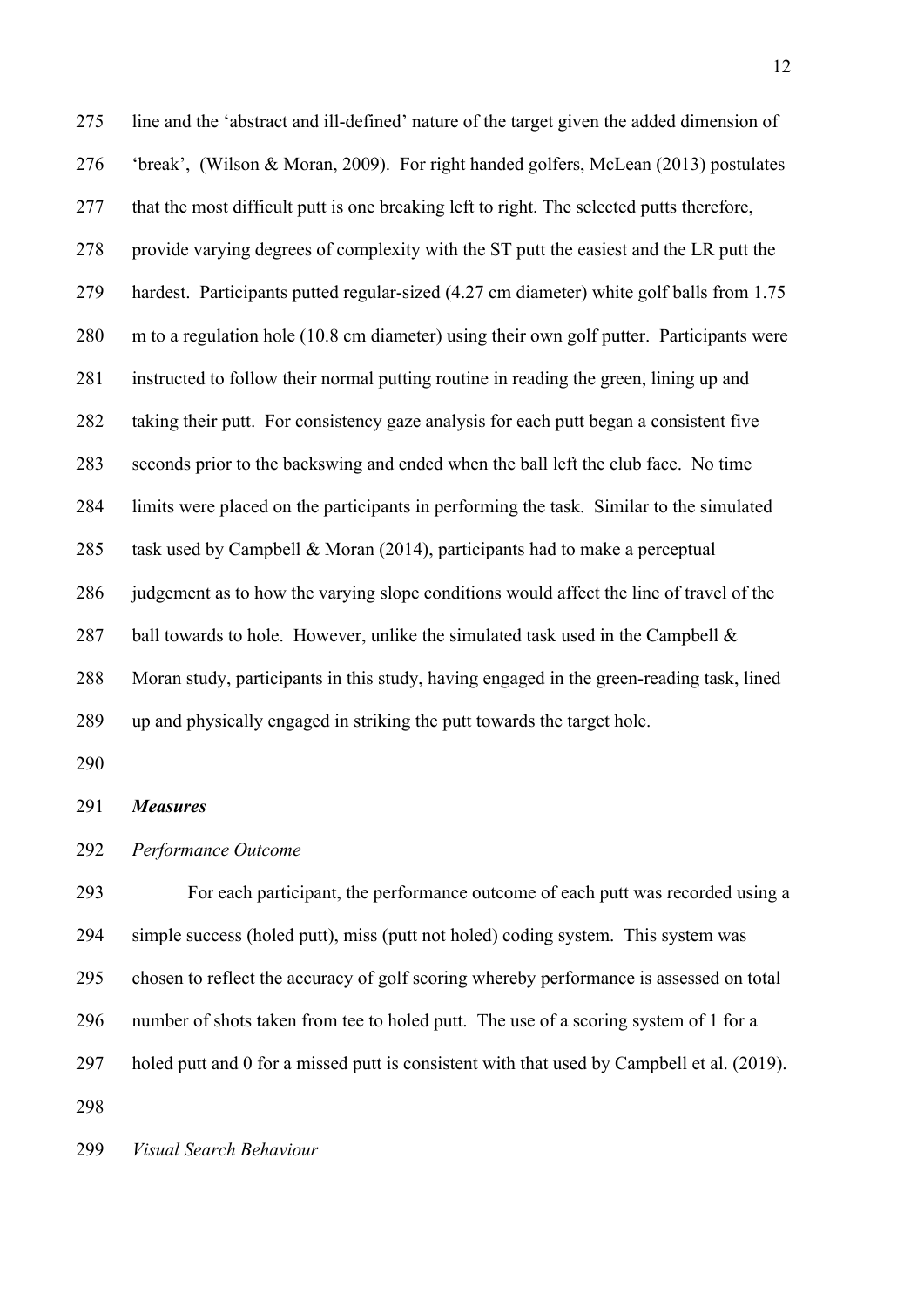line and the 'abstract and ill-defined' nature of the target given the added dimension of 'break', (Wilson & Moran, 2009). For right handed golfers, McLean (2013) postulates that the most difficult putt is one breaking left to right. The selected putts therefore, provide varying degrees of complexity with the ST putt the easiest and the LR putt the hardest. Participants putted regular-sized (4.27 cm diameter) white golf balls from 1.75 m to a regulation hole (10.8 cm diameter) using their own golf putter. Participants were instructed to follow their normal putting routine in reading the green, lining up and taking their putt. For consistency gaze analysis for each putt began a consistent five seconds prior to the backswing and ended when the ball left the club face. No time limits were placed on the participants in performing the task. Similar to the simulated task used by Campbell & Moran (2014), participants had to make a perceptual judgement as to how the varying slope conditions would affect the line of travel of the ball towards to hole. However, unlike the simulated task used in the Campbell & Moran study, participants in this study, having engaged in the green-reading task, lined up and physically engaged in striking the putt towards the target hole.

***Measures***

*Performance Outcome*

For each participant, the performance outcome of each putt was recorded using a simple success (holed putt), miss (putt not holed) coding system. This system was chosen to reflect the accuracy of golf scoring whereby performance is assessed on total number of shots taken from tee to holed putt. The use of a scoring system of 1 for a holed putt and 0 for a missed putt is consistent with that used by Campbell et al. (2019).

*Visual Search Behaviour*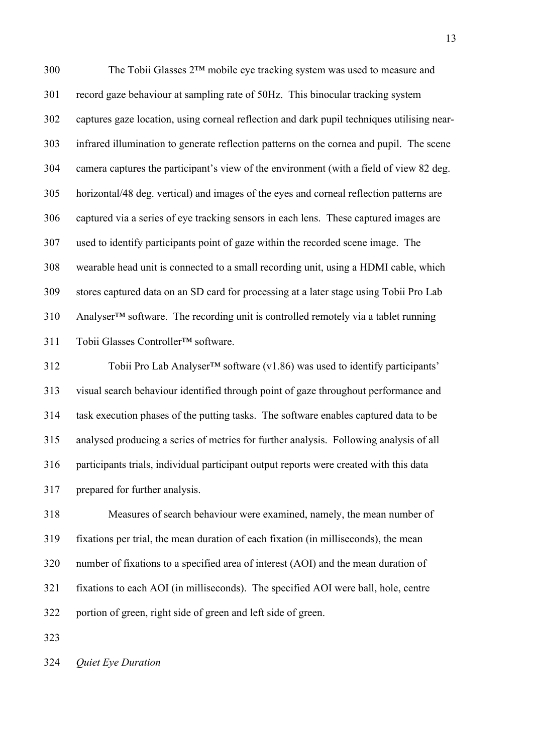The Tobii Glasses 2™ mobile eye tracking system was used to measure and record gaze behaviour at sampling rate of 50Hz. This binocular tracking system captures gaze location, using corneal reflection and dark pupil techniques utilising near-infrared illumination to generate reflection patterns on the cornea and pupil. The scene camera captures the participant's view of the environment (with a field of view 82 deg. horizontal/48 deg. vertical) and images of the eyes and corneal reflection patterns are captured via a series of eye tracking sensors in each lens. These captured images are used to identify participants point of gaze within the recorded scene image. The wearable head unit is connected to a small recording unit, using a HDMI cable, which stores captured data on an SD card for processing at a later stage using Tobii Pro Lab Analyser™ software. The recording unit is controlled remotely via a tablet running Tobii Glasses Controller™ software.

Tobii Pro Lab Analyser™ software (v1.86) was used to identify participants' visual search behaviour identified through point of gaze throughout performance and task execution phases of the putting tasks. The software enables captured data to be analysed producing a series of metrics for further analysis. Following analysis of all participants trials, individual participant output reports were created with this data prepared for further analysis.

Measures of search behaviour were examined, namely, the mean number of fixations per trial, the mean duration of each fixation (in milliseconds), the mean number of fixations to a specified area of interest (AOI) and the mean duration of fixations to each AOI (in milliseconds). The specified AOI were ball, hole, centre portion of green, right side of green and left side of green.

*Quiet Eye Duration*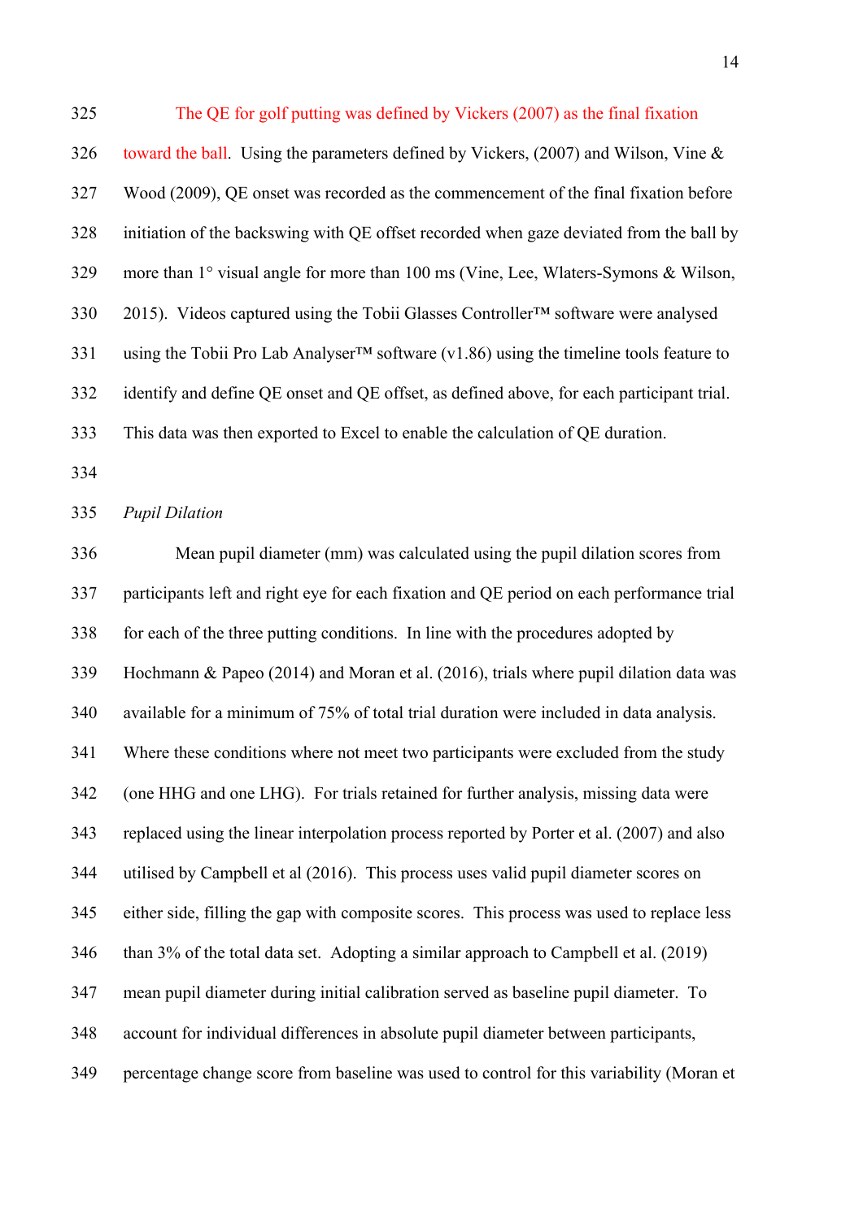The QE for golf putting was defined by Vickers (2007) as the final fixation toward the ball. Using the parameters defined by Vickers, (2007) and Wilson, Vine & Wood (2009), QE onset was recorded as the commencement of the final fixation before initiation of the backswing with QE offset recorded when gaze deviated from the ball by more than 1° visual angle for more than 100 ms (Vine, Lee, Wlaters-Symons & Wilson, 2015). Videos captured using the Tobii Glasses Controller™ software were analysed using the Tobii Pro Lab Analyser™ software (v1.86) using the timeline tools feature to identify and define QE onset and QE offset, as defined above, for each participant trial. This data was then exported to Excel to enable the calculation of QE duration.

*Pupil Dilation*

Mean pupil diameter (mm) was calculated using the pupil dilation scores from participants left and right eye for each fixation and QE period on each performance trial for each of the three putting conditions. In line with the procedures adopted by Hochmann & Papeo (2014) and Moran et al. (2016), trials where pupil dilation data was available for a minimum of 75% of total trial duration were included in data analysis. Where these conditions where not meet two participants were excluded from the study (one HHG and one LHG). For trials retained for further analysis, missing data were replaced using the linear interpolation process reported by Porter et al. (2007) and also utilised by Campbell et al (2016). This process uses valid pupil diameter scores on either side, filling the gap with composite scores. This process was used to replace less than 3% of the total data set. Adopting a similar approach to Campbell et al. (2019) mean pupil diameter during initial calibration served as baseline pupil diameter. To account for individual differences in absolute pupil diameter between participants, percentage change score from baseline was used to control for this variability (Moran et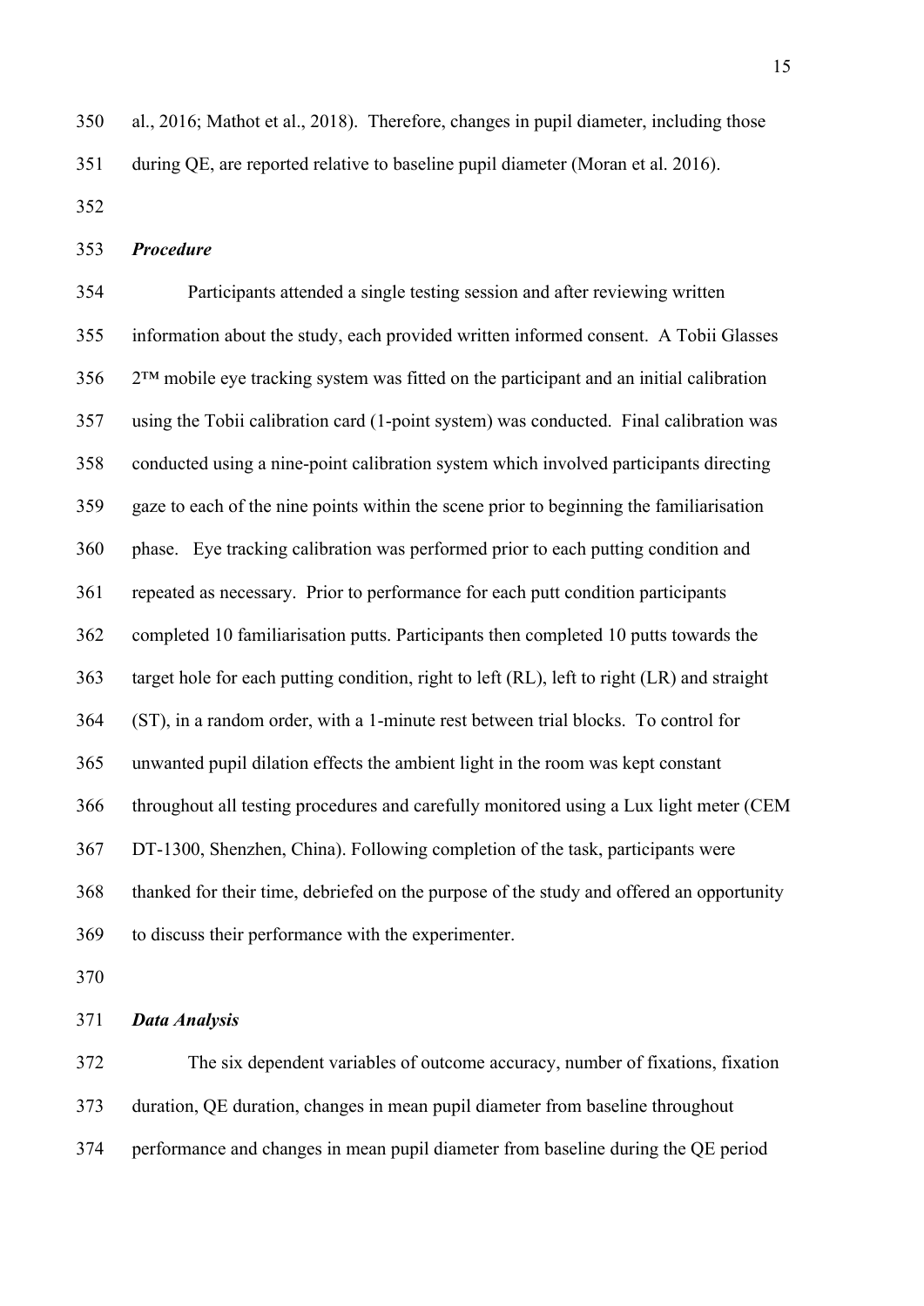al., 2016; Mathot et al., 2018). Therefore, changes in pupil diameter, including those during QE, are reported relative to baseline pupil diameter (Moran et al. 2016).

### *Procedure*

Participants attended a single testing session and after reviewing written information about the study, each provided written informed consent. A Tobii Glasses 2™ mobile eye tracking system was fitted on the participant and an initial calibration using the Tobii calibration card (1-point system) was conducted. Final calibration was conducted using a nine-point calibration system which involved participants directing gaze to each of the nine points within the scene prior to beginning the familiarisation phase. Eye tracking calibration was performed prior to each putting condition and repeated as necessary. Prior to performance for each putt condition participants completed 10 familiarisation putts. Participants then completed 10 putts towards the target hole for each putting condition, right to left (RL), left to right (LR) and straight (ST), in a random order, with a 1-minute rest between trial blocks. To control for unwanted pupil dilation effects the ambient light in the room was kept constant throughout all testing procedures and carefully monitored using a Lux light meter (CEM DT-1300, Shenzhen, China). Following completion of the task, participants were thanked for their time, debriefed on the purpose of the study and offered an opportunity to discuss their performance with the experimenter.

### *Data Analysis*

The six dependent variables of outcome accuracy, number of fixations, fixation duration, QE duration, changes in mean pupil diameter from baseline throughout performance and changes in mean pupil diameter from baseline during the QE period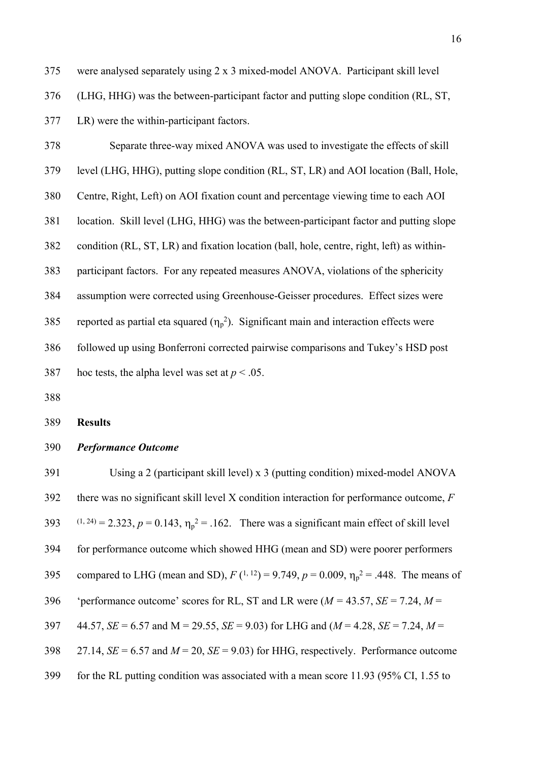were analysed separately using 2 x 3 mixed-model ANOVA. Participant skill level (LHG, HHG) was the between-participant factor and putting slope condition (RL, ST, LR) were the within-participant factors.

Separate three-way mixed ANOVA was used to investigate the effects of skill level (LHG, HHG), putting slope condition (RL, ST, LR) and AOI location (Ball, Hole, Centre, Right, Left) on AOI fixation count and percentage viewing time to each AOI location. Skill level (LHG, HHG) was the between-participant factor and putting slope condition (RL, ST, LR) and fixation location (ball, hole, centre, right, left) as within-participant factors. For any repeated measures ANOVA, violations of the sphericity assumption were corrected using Greenhouse-Geisser procedures. Effect sizes were reported as partial eta squared ($\eta_p^2$). Significant main and interaction effects were followed up using Bonferroni corrected pairwise comparisons and Tukey's HSD post hoc tests, the alpha level was set at $p < .05$.

## Results

### *Performance Outcome*

Using a 2 (participant skill level) x 3 (putting condition) mixed-model ANOVA there was no significant skill level X condition interaction for performance outcome, $F^{(1, 24)} = 2.323$, $p = 0.143$, $\eta_p^2 = .162$. There was a significant main effect of skill level for performance outcome which showed HHG (mean and SD) were poorer performers compared to LHG (mean and SD), $F\ (^{1, 12}) = 9.749$, $p = 0.009$, $\eta_p^2 = .448$. The means of 'performance outcome' scores for RL, ST and LR were ($M = 43.57$, $SE = 7.24$, $M = 44.57$, $SE = 6.57$ and $M = 29.55$, $SE = 9.03$) for LHG and ($M = 4.28$, $SE = 7.24$, $M = 27.14$, $SE = 6.57$ and $M = 20$, $SE = 9.03$) for HHG, respectively. Performance outcome for the RL putting condition was associated with a mean score 11.93 (95% CI, 1.55 to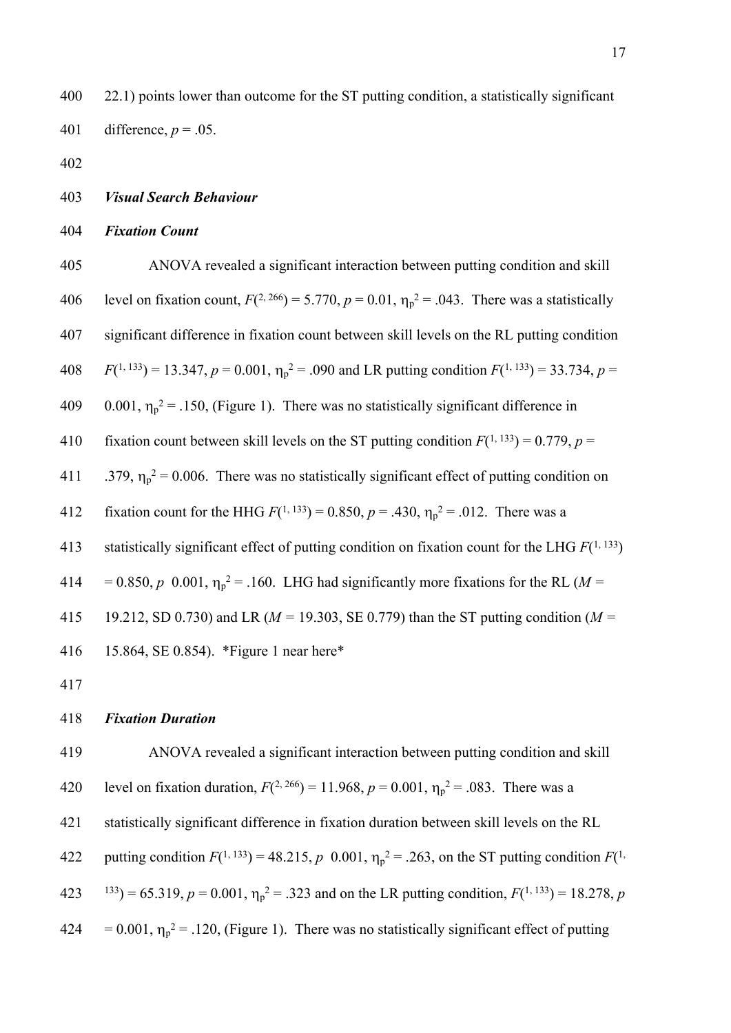22.1) points lower than outcome for the ST putting condition, a statistically significant difference, $p = .05$.

***Visual Search Behaviour***

***Fixation Count***

ANOVA revealed a significant interaction between putting condition and skill level on fixation count, $F(^{2, 266}) = 5.770$, $p = 0.01$, $\eta_p^2 = .043$. There was a statistically significant difference in fixation count between skill levels on the RL putting condition $F(^{1, 133}) = 13.347$, $p = 0.001$, $\eta_p^2 = .090$ and LR putting condition $F(^{1, 133}) = 33.734$, $p = 0.001$, $\eta_p^2 = .150$, (Figure 1). There was no statistically significant difference in fixation count between skill levels on the ST putting condition $F(^{1, 133}) = 0.779$, $p = .379$, $\eta_p^2 = 0.006$. There was no statistically significant effect of putting condition on fixation count for the HHG $F(^{1, 133}) = 0.850$, $p = .430$, $\eta_p^2 = .012$. There was a statistically significant effect of putting condition on fixation count for the LHG $F(^{1, 133}) = 0.850$, $p$ 0.001, $\eta_p^2 = .160$. LHG had significantly more fixations for the RL ($M$ = 19.212, SD 0.730) and LR ($M$ = 19.303, SE 0.779) than the ST putting condition ($M$ = 15.864, SE 0.854). *Figure 1 near here*

***Fixation Duration***

ANOVA revealed a significant interaction between putting condition and skill level on fixation duration, $F(^{2, 266}) = 11.968$, $p = 0.001$, $\eta_p^2 = .083$. There was a statistically significant difference in fixation duration between skill levels on the RL putting condition $F(^{1, 133}) = 48.215$, $p$ 0.001, $\eta_p^2 = .263$, on the ST putting condition $F(^{1, 133}) = 65.319$, $p = 0.001$, $\eta_p^2 = .323$ and on the LR putting condition, $F(^{1, 133}) = 18.278$, $p = 0.001$, $\eta_p^2 = .120$, (Figure 1). There was no statistically significant effect of putting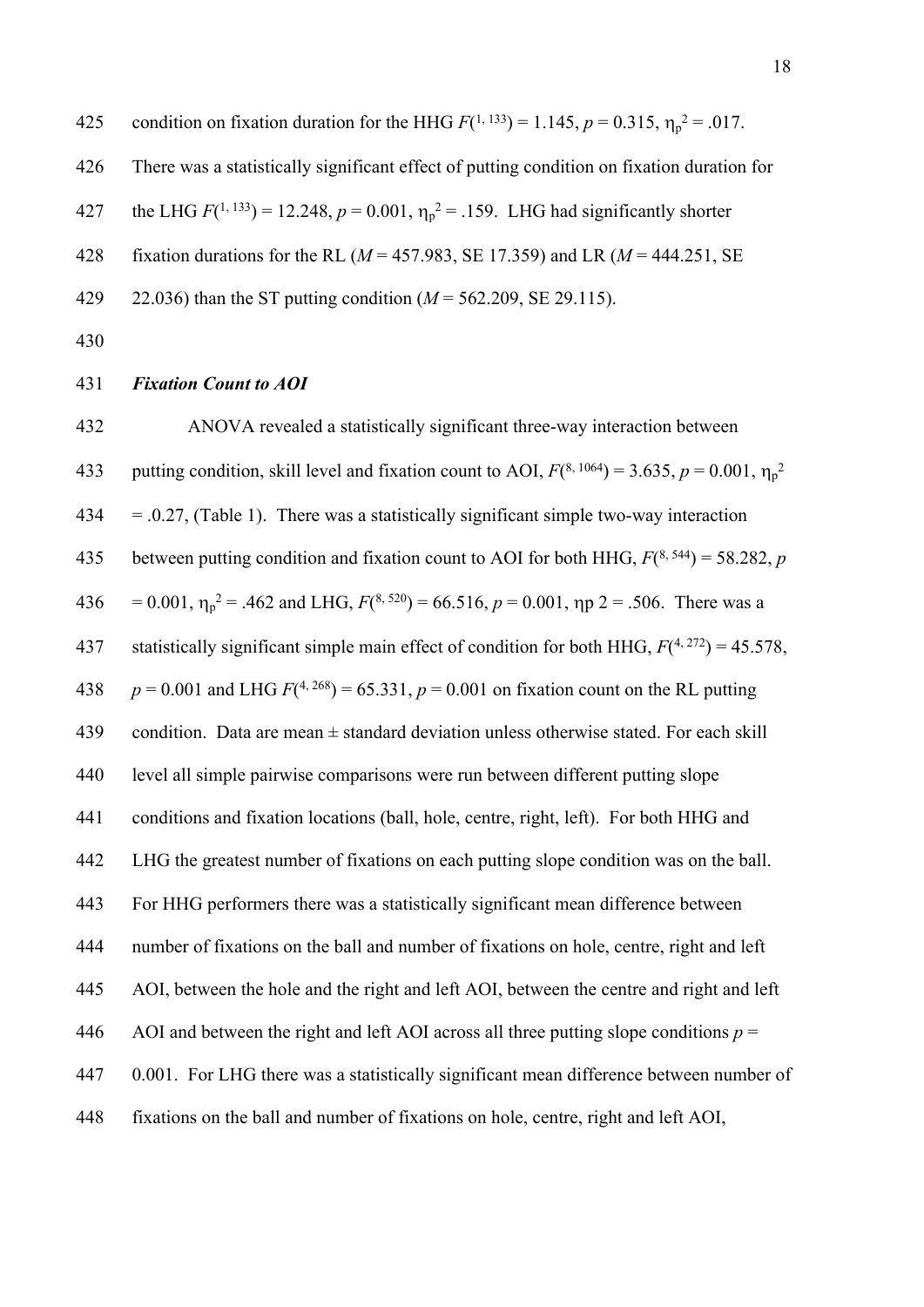condition on fixation duration for the HHG $F(^{1, 133}) = 1.145$, $p = 0.315$, $\eta_p^2 = .017$. There was a statistically significant effect of putting condition on fixation duration for the LHG $F(^{1, 133}) = 12.248$, $p = 0.001$, $\eta_p^2 = .159$. LHG had significantly shorter fixation durations for the RL ($M = 457.983$, SE 17.359) and LR ($M = 444.251$, SE 22.036) than the ST putting condition ($M = 562.209$, SE 29.115).

***Fixation Count to AOI***

ANOVA revealed a statistically significant three-way interaction between putting condition, skill level and fixation count to AOI, $F(^{8, 1064}) = 3.635$, $p = 0.001$, $\eta_p^2 = .0.27$, (Table 1). There was a statistically significant simple two-way interaction between putting condition and fixation count to AOI for both HHG, $F(^{8, 544}) = 58.282$, $p = 0.001$, $\eta_p^2 = .462$ and LHG, $F(^{8, 520}) = 66.516$, $p = 0.001$, ηp 2 = .506. There was a statistically significant simple main effect of condition for both HHG, $F(^{4, 272}) = 45.578$, $p = 0.001$ and LHG $F(^{4, 268}) = 65.331$, $p = 0.001$ on fixation count on the RL putting condition. Data are mean ± standard deviation unless otherwise stated. For each skill level all simple pairwise comparisons were run between different putting slope conditions and fixation locations (ball, hole, centre, right, left). For both HHG and LHG the greatest number of fixations on each putting slope condition was on the ball. For HHG performers there was a statistically significant mean difference between number of fixations on the ball and number of fixations on hole, centre, right and left AOI, between the hole and the right and left AOI, between the centre and right and left AOI and between the right and left AOI across all three putting slope conditions $p = 0.001$. For LHG there was a statistically significant mean difference between number of fixations on the ball and number of fixations on hole, centre, right and left AOI,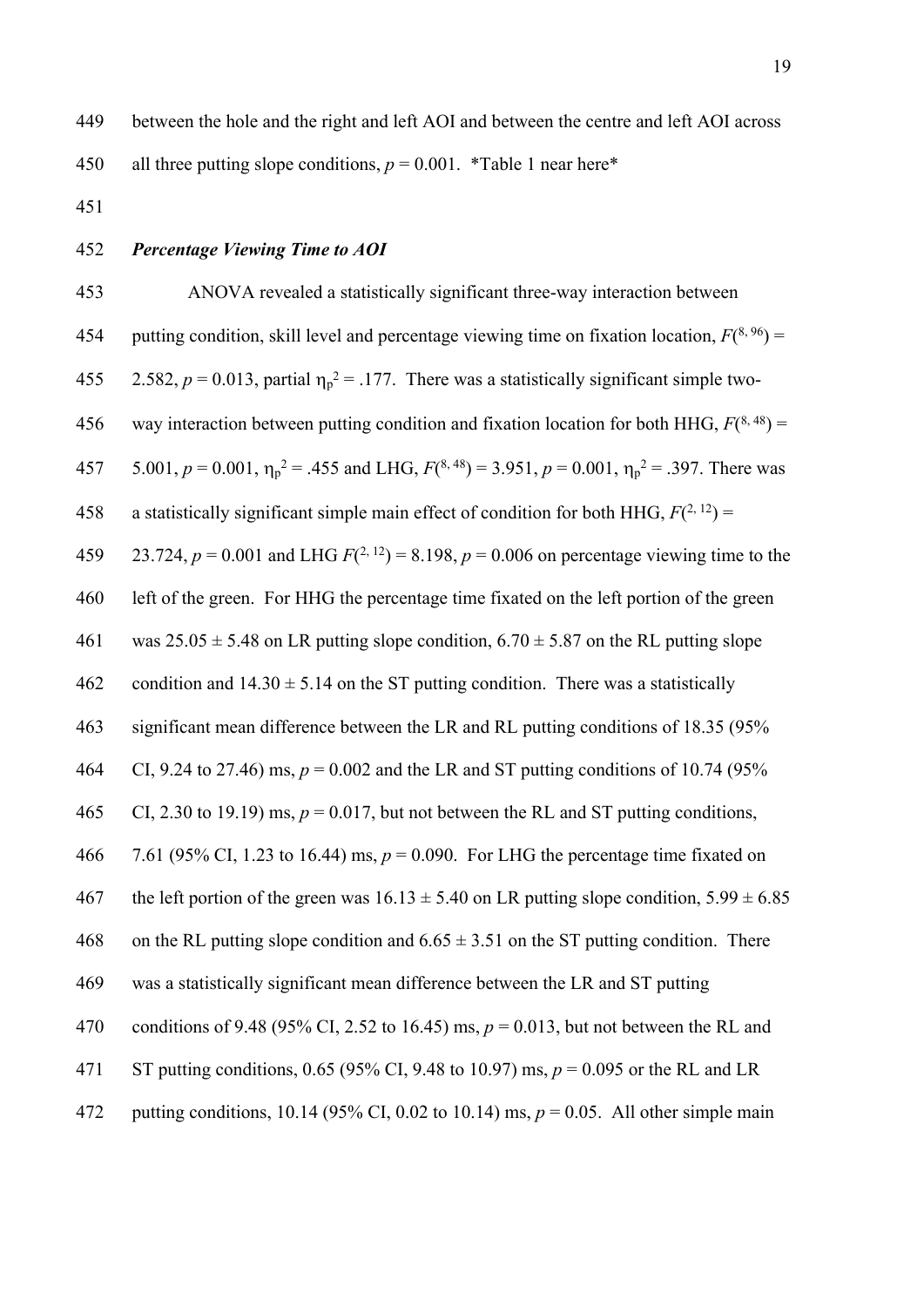between the hole and the right and left AOI and between the centre and left AOI across all three putting slope conditions, $p = 0.001$. *Table 1 near here*

***Percentage Viewing Time to AOI***

ANOVA revealed a statistically significant three-way interaction between putting condition, skill level and percentage viewing time on fixation location, $F(^{8, 96}) = 2.582$, $p = 0.013$, partial $\eta_p^2 = .177$. There was a statistically significant simple two-way interaction between putting condition and fixation location for both HHG, $F(^{8, 48}) = 5.001$, $p = 0.001$, $\eta_p^2 = .455$ and LHG, $F(^{8, 48}) = 3.951$, $p = 0.001$, $\eta_p^2 = .397$. There was a statistically significant simple main effect of condition for both HHG, $F(^{2, 12}) = 23.724$, $p = 0.001$ and LHG $F(^{2, 12}) = 8.198$, $p = 0.006$ on percentage viewing time to the left of the green. For HHG the percentage time fixated on the left portion of the green was $25.05 \pm 5.48$ on LR putting slope condition, $6.70 \pm 5.87$ on the RL putting slope condition and $14.30 \pm 5.14$ on the ST putting condition. There was a statistically significant mean difference between the LR and RL putting conditions of 18.35 (95% CI, 9.24 to 27.46) ms, $p = 0.002$ and the LR and ST putting conditions of 10.74 (95% CI, 2.30 to 19.19) ms, $p = 0.017$, but not between the RL and ST putting conditions, 7.61 (95% CI, 1.23 to 16.44) ms, $p = 0.090$. For LHG the percentage time fixated on the left portion of the green was $16.13 \pm 5.40$ on LR putting slope condition, $5.99 \pm 6.85$ on the RL putting slope condition and $6.65 \pm 3.51$ on the ST putting condition. There was a statistically significant mean difference between the LR and ST putting conditions of 9.48 (95% CI, 2.52 to 16.45) ms, $p = 0.013$, but not between the RL and ST putting conditions, 0.65 (95% CI, 9.48 to 10.97) ms, $p = 0.095$ or the RL and LR putting conditions, 10.14 (95% CI, 0.02 to 10.14) ms, $p = 0.05$. All other simple main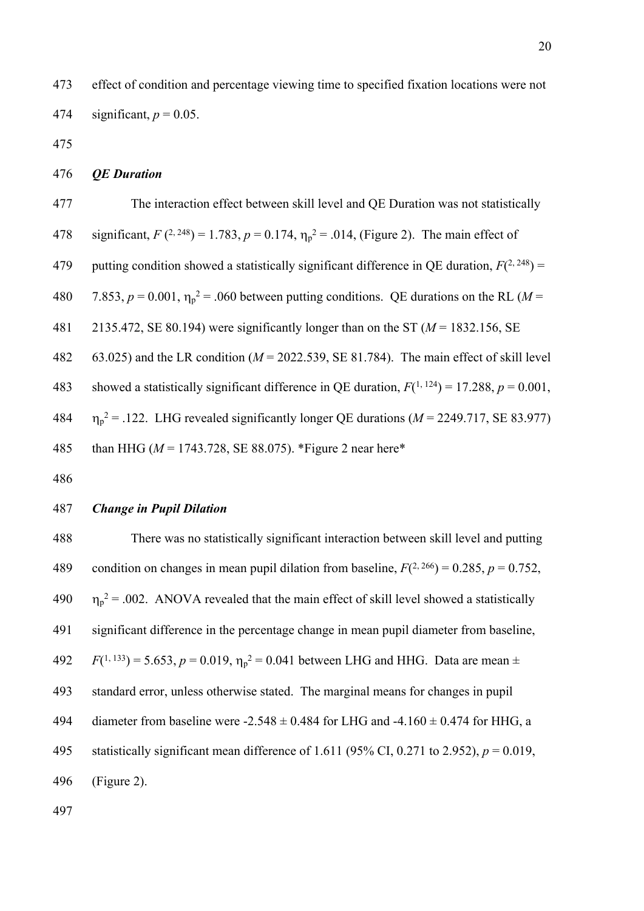effect of condition and percentage viewing time to specified fixation locations were not significant, $p = 0.05$.

### *QE Duration*

The interaction effect between skill level and QE Duration was not statistically significant, $F\ (^{2,\,248}) = 1.783$, $p = 0.174$, $\eta_p^2 = .014$, (Figure 2). The main effect of putting condition showed a statistically significant difference in QE duration, $F(^{2,\,248}) = 7.853$, $p = 0.001$, $\eta_p^2 = .060$ between putting conditions. QE durations on the RL ($M$ = 2135.472, SE 80.194) were significantly longer than on the ST ($M$ = 1832.156, SE 63.025) and the LR condition ($M$ = 2022.539, SE 81.784). The main effect of skill level showed a statistically significant difference in QE duration, $F(^{1,\,124}) = 17.288$, $p = 0.001$, $\eta_p^2 = .122$. LHG revealed significantly longer QE durations ($M$ = 2249.717, SE 83.977) than HHG ($M$ = 1743.728, SE 88.075). *Figure 2 near here*

### *Change in Pupil Dilation*

There was no statistically significant interaction between skill level and putting condition on changes in mean pupil dilation from baseline, $F(^{2,\,266}) = 0.285$, $p = 0.752$, $\eta_p^2 = .002$. ANOVA revealed that the main effect of skill level showed a statistically significant difference in the percentage change in mean pupil diameter from baseline, $F(^{1,\,133}) = 5.653$, $p = 0.019$, $\eta_p^2 = 0.041$ between LHG and HHG. Data are mean ± standard error, unless otherwise stated. The marginal means for changes in pupil diameter from baseline were -2.548 ± 0.484 for LHG and -4.160 ± 0.474 for HHG, a statistically significant mean difference of 1.611 (95% CI, 0.271 to 2.952), $p = 0.019$, (Figure 2).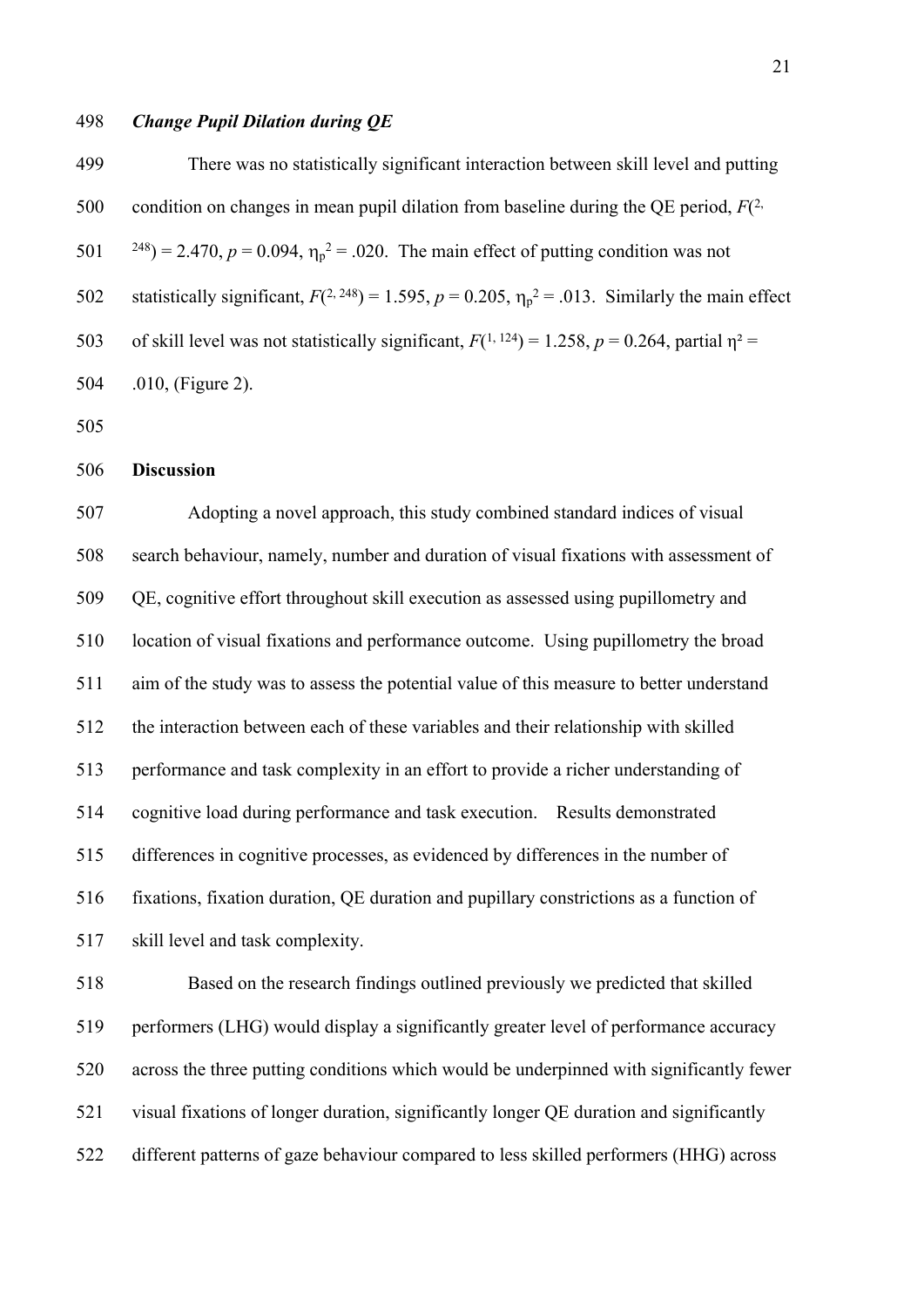### *Change Pupil Dilation during QE*

There was no statistically significant interaction between skill level and putting condition on changes in mean pupil dilation from baseline during the QE period, $F(^{2, 248}) = 2.470$, $p = 0.094$, $\eta_p^2 = .020$. The main effect of putting condition was not statistically significant, $F(^{2, 248}) = 1.595$, $p = 0.205$, $\eta_p^2 = .013$. Similarly the main effect of skill level was not statistically significant, $F(^{1, 124}) = 1.258$, $p = 0.264$, partial $\eta^2 = .010$, (Figure 2).

## Discussion

Adopting a novel approach, this study combined standard indices of visual search behaviour, namely, number and duration of visual fixations with assessment of QE, cognitive effort throughout skill execution as assessed using pupillometry and location of visual fixations and performance outcome. Using pupillometry the broad aim of the study was to assess the potential value of this measure to better understand the interaction between each of these variables and their relationship with skilled performance and task complexity in an effort to provide a richer understanding of cognitive load during performance and task execution. Results demonstrated differences in cognitive processes, as evidenced by differences in the number of fixations, fixation duration, QE duration and pupillary constrictions as a function of skill level and task complexity.

Based on the research findings outlined previously we predicted that skilled performers (LHG) would display a significantly greater level of performance accuracy across the three putting conditions which would be underpinned with significantly fewer visual fixations of longer duration, significantly longer QE duration and significantly different patterns of gaze behaviour compared to less skilled performers (HHG) across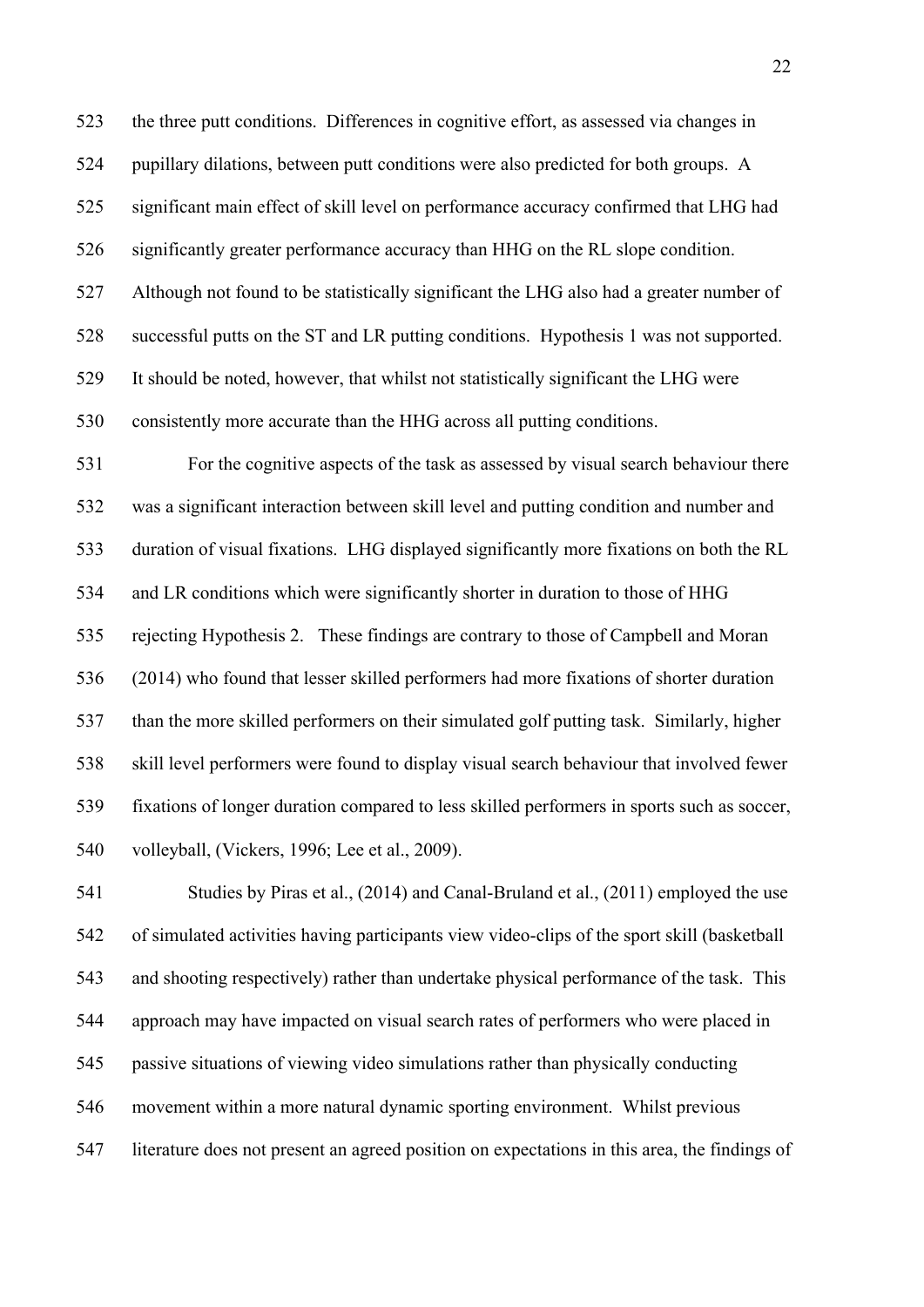the three putt conditions. Differences in cognitive effort, as assessed via changes in pupillary dilations, between putt conditions were also predicted for both groups. A significant main effect of skill level on performance accuracy confirmed that LHG had significantly greater performance accuracy than HHG on the RL slope condition. Although not found to be statistically significant the LHG also had a greater number of successful putts on the ST and LR putting conditions. Hypothesis 1 was not supported. It should be noted, however, that whilst not statistically significant the LHG were consistently more accurate than the HHG across all putting conditions.

For the cognitive aspects of the task as assessed by visual search behaviour there was a significant interaction between skill level and putting condition and number and duration of visual fixations. LHG displayed significantly more fixations on both the RL and LR conditions which were significantly shorter in duration to those of HHG rejecting Hypothesis 2. These findings are contrary to those of Campbell and Moran (2014) who found that lesser skilled performers had more fixations of shorter duration than the more skilled performers on their simulated golf putting task. Similarly, higher skill level performers were found to display visual search behaviour that involved fewer fixations of longer duration compared to less skilled performers in sports such as soccer, volleyball, (Vickers, 1996; Lee et al., 2009).

Studies by Piras et al., (2014) and Canal-Bruland et al., (2011) employed the use of simulated activities having participants view video-clips of the sport skill (basketball and shooting respectively) rather than undertake physical performance of the task. This approach may have impacted on visual search rates of performers who were placed in passive situations of viewing video simulations rather than physically conducting movement within a more natural dynamic sporting environment. Whilst previous literature does not present an agreed position on expectations in this area, the findings of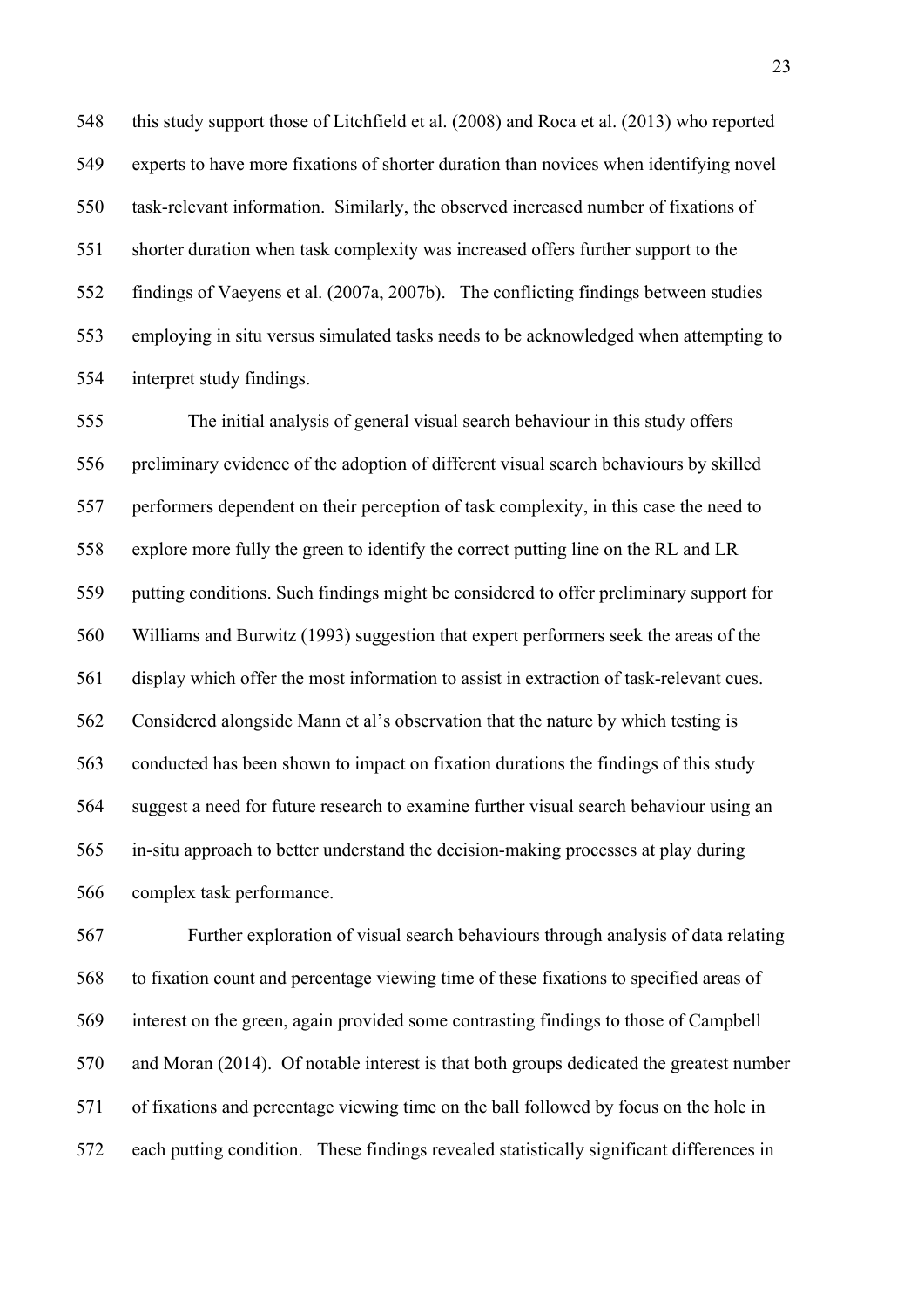this study support those of Litchfield et al. (2008) and Roca et al. (2013) who reported experts to have more fixations of shorter duration than novices when identifying novel task-relevant information. Similarly, the observed increased number of fixations of shorter duration when task complexity was increased offers further support to the findings of Vaeyens et al. (2007a, 2007b). The conflicting findings between studies employing in situ versus simulated tasks needs to be acknowledged when attempting to interpret study findings.

The initial analysis of general visual search behaviour in this study offers preliminary evidence of the adoption of different visual search behaviours by skilled performers dependent on their perception of task complexity, in this case the need to explore more fully the green to identify the correct putting line on the RL and LR putting conditions. Such findings might be considered to offer preliminary support for Williams and Burwitz (1993) suggestion that expert performers seek the areas of the display which offer the most information to assist in extraction of task-relevant cues. Considered alongside Mann et al's observation that the nature by which testing is conducted has been shown to impact on fixation durations the findings of this study suggest a need for future research to examine further visual search behaviour using an in-situ approach to better understand the decision-making processes at play during complex task performance.

Further exploration of visual search behaviours through analysis of data relating to fixation count and percentage viewing time of these fixations to specified areas of interest on the green, again provided some contrasting findings to those of Campbell and Moran (2014). Of notable interest is that both groups dedicated the greatest number of fixations and percentage viewing time on the ball followed by focus on the hole in each putting condition. These findings revealed statistically significant differences in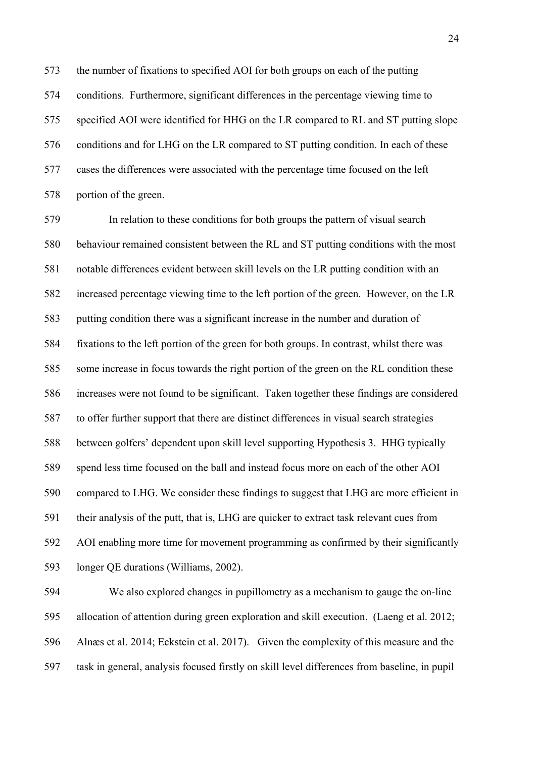the number of fixations to specified AOI for both groups on each of the putting conditions. Furthermore, significant differences in the percentage viewing time to specified AOI were identified for HHG on the LR compared to RL and ST putting slope conditions and for LHG on the LR compared to ST putting condition. In each of these cases the differences were associated with the percentage time focused on the left portion of the green.

In relation to these conditions for both groups the pattern of visual search behaviour remained consistent between the RL and ST putting conditions with the most notable differences evident between skill levels on the LR putting condition with an increased percentage viewing time to the left portion of the green. However, on the LR putting condition there was a significant increase in the number and duration of fixations to the left portion of the green for both groups. In contrast, whilst there was some increase in focus towards the right portion of the green on the RL condition these increases were not found to be significant. Taken together these findings are considered to offer further support that there are distinct differences in visual search strategies between golfers' dependent upon skill level supporting Hypothesis 3. HHG typically spend less time focused on the ball and instead focus more on each of the other AOI compared to LHG. We consider these findings to suggest that LHG are more efficient in their analysis of the putt, that is, LHG are quicker to extract task relevant cues from AOI enabling more time for movement programming as confirmed by their significantly longer QE durations (Williams, 2002).

We also explored changes in pupillometry as a mechanism to gauge the on-line allocation of attention during green exploration and skill execution. (Laeng et al. 2012; Alnæs et al. 2014; Eckstein et al. 2017). Given the complexity of this measure and the task in general, analysis focused firstly on skill level differences from baseline, in pupil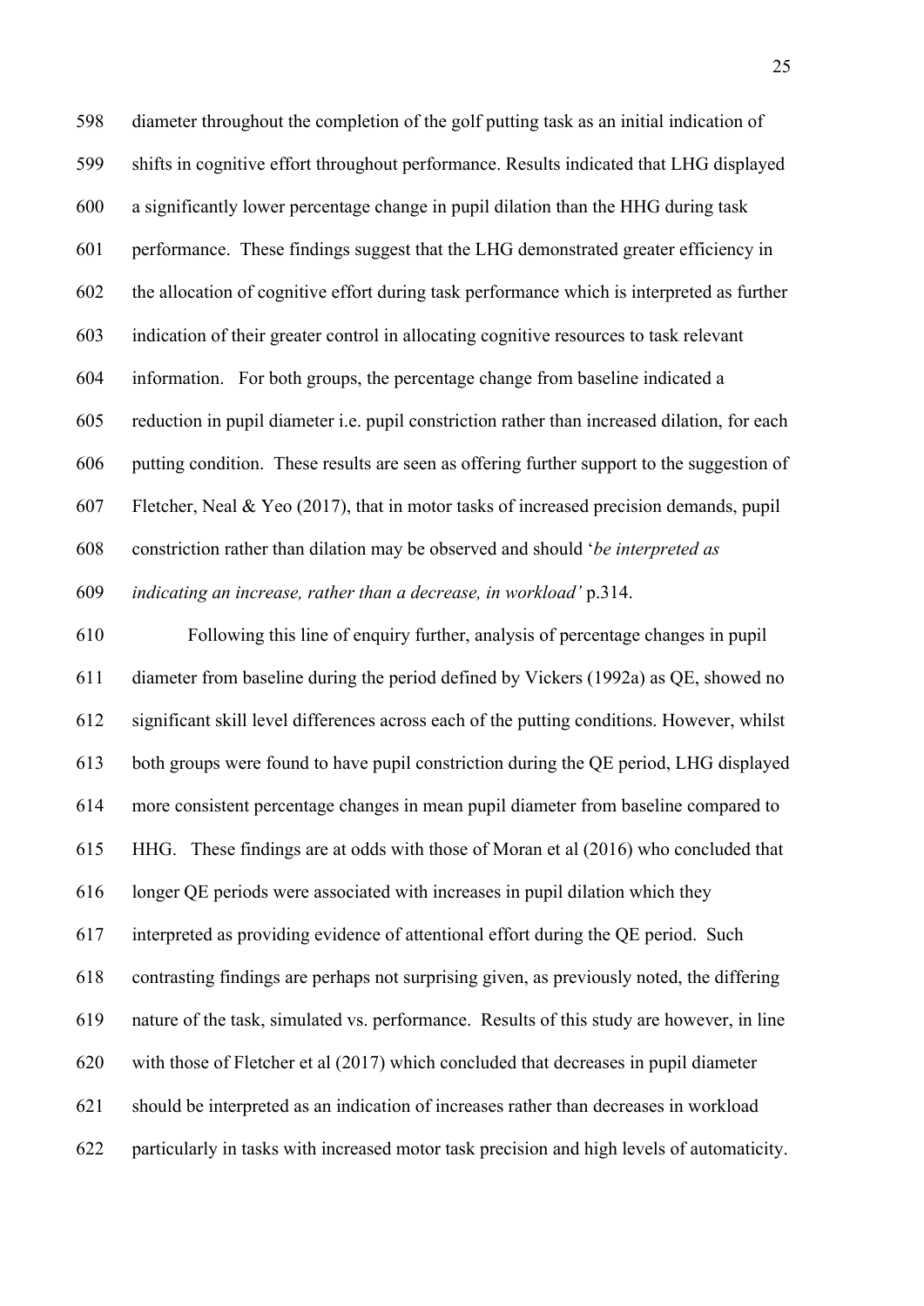diameter throughout the completion of the golf putting task as an initial indication of shifts in cognitive effort throughout performance. Results indicated that LHG displayed a significantly lower percentage change in pupil dilation than the HHG during task performance. These findings suggest that the LHG demonstrated greater efficiency in the allocation of cognitive effort during task performance which is interpreted as further indication of their greater control in allocating cognitive resources to task relevant information. For both groups, the percentage change from baseline indicated a reduction in pupil diameter i.e. pupil constriction rather than increased dilation, for each putting condition. These results are seen as offering further support to the suggestion of Fletcher, Neal & Yeo (2017), that in motor tasks of increased precision demands, pupil constriction rather than dilation may be observed and should '*be interpreted as indicating an increase, rather than a decrease, in workload'* p.314.

Following this line of enquiry further, analysis of percentage changes in pupil diameter from baseline during the period defined by Vickers (1992a) as QE, showed no significant skill level differences across each of the putting conditions. However, whilst both groups were found to have pupil constriction during the QE period, LHG displayed more consistent percentage changes in mean pupil diameter from baseline compared to HHG. These findings are at odds with those of Moran et al (2016) who concluded that longer QE periods were associated with increases in pupil dilation which they interpreted as providing evidence of attentional effort during the QE period. Such contrasting findings are perhaps not surprising given, as previously noted, the differing nature of the task, simulated vs. performance. Results of this study are however, in line with those of Fletcher et al (2017) which concluded that decreases in pupil diameter should be interpreted as an indication of increases rather than decreases in workload particularly in tasks with increased motor task precision and high levels of automaticity.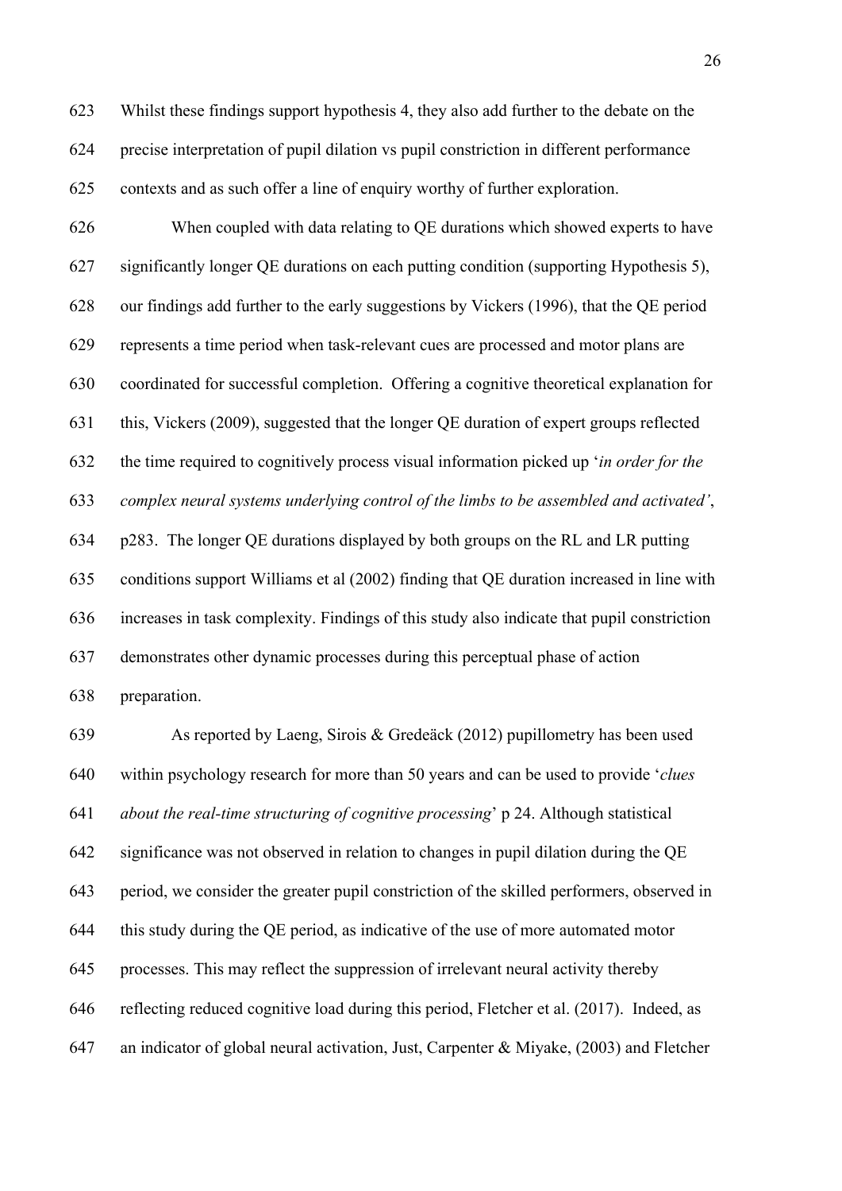Whilst these findings support hypothesis 4, they also add further to the debate on the precise interpretation of pupil dilation vs pupil constriction in different performance contexts and as such offer a line of enquiry worthy of further exploration.

When coupled with data relating to QE durations which showed experts to have significantly longer QE durations on each putting condition (supporting Hypothesis 5), our findings add further to the early suggestions by Vickers (1996), that the QE period represents a time period when task-relevant cues are processed and motor plans are coordinated for successful completion. Offering a cognitive theoretical explanation for this, Vickers (2009), suggested that the longer QE duration of expert groups reflected the time required to cognitively process visual information picked up '*in order for the complex neural systems underlying control of the limbs to be assembled and activated'*, p283. The longer QE durations displayed by both groups on the RL and LR putting conditions support Williams et al (2002) finding that QE duration increased in line with increases in task complexity. Findings of this study also indicate that pupil constriction demonstrates other dynamic processes during this perceptual phase of action preparation.

As reported by Laeng, Sirois & Gredeäck (2012) pupillometry has been used within psychology research for more than 50 years and can be used to provide '*clues about the real-time structuring of cognitive processing*' p 24. Although statistical significance was not observed in relation to changes in pupil dilation during the QE period, we consider the greater pupil constriction of the skilled performers, observed in this study during the QE period, as indicative of the use of more automated motor processes. This may reflect the suppression of irrelevant neural activity thereby reflecting reduced cognitive load during this period, Fletcher et al. (2017). Indeed, as an indicator of global neural activation, Just, Carpenter & Miyake, (2003) and Fletcher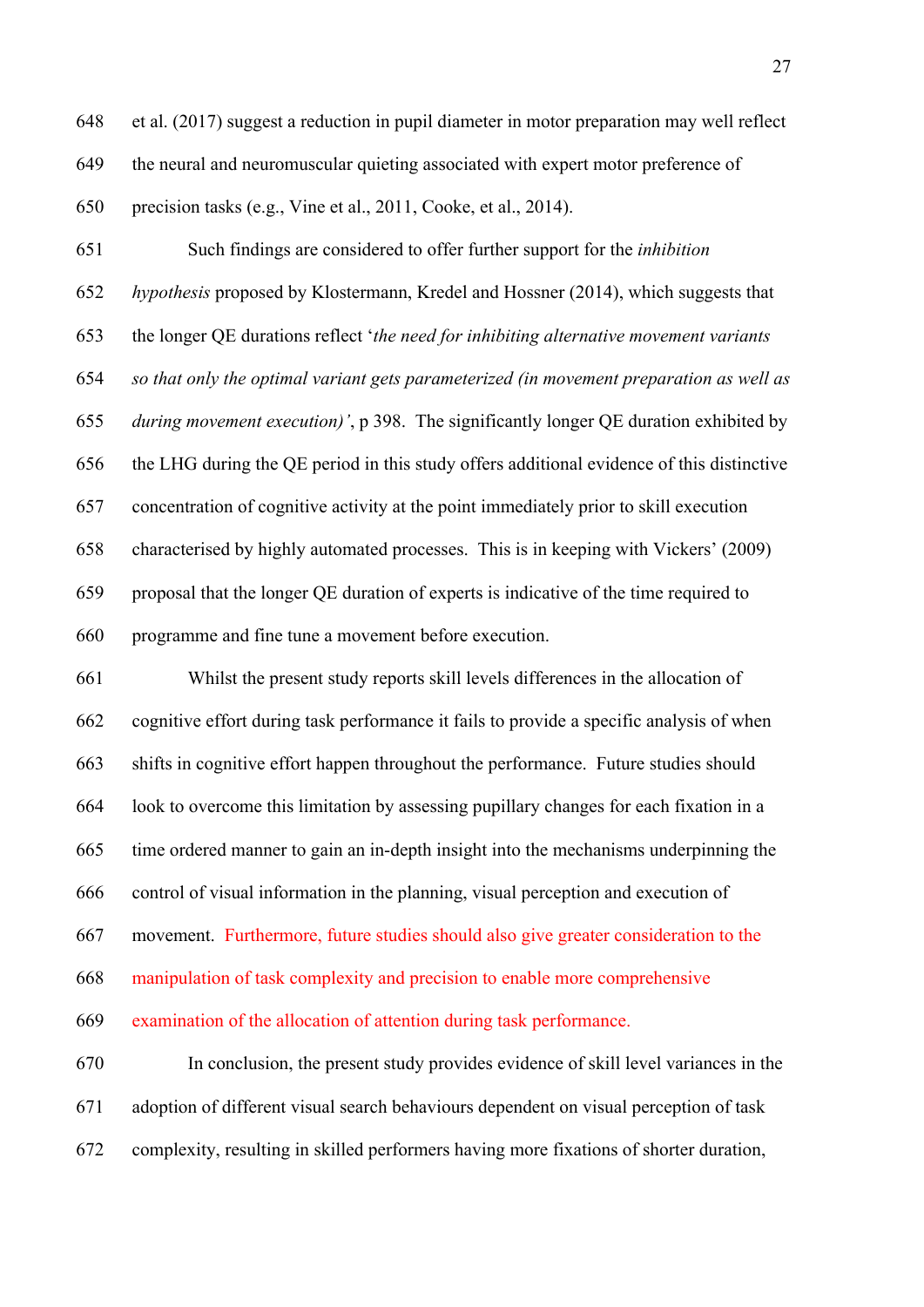et al. (2017) suggest a reduction in pupil diameter in motor preparation may well reflect the neural and neuromuscular quieting associated with expert motor preference of precision tasks (e.g., Vine et al., 2011, Cooke, et al., 2014).

Such findings are considered to offer further support for the *inhibition hypothesis* proposed by Klostermann, Kredel and Hossner (2014), which suggests that the longer QE durations reflect '*the need for inhibiting alternative movement variants so that only the optimal variant gets parameterized (in movement preparation as well as during movement execution)'*, p 398. The significantly longer QE duration exhibited by the LHG during the QE period in this study offers additional evidence of this distinctive concentration of cognitive activity at the point immediately prior to skill execution characterised by highly automated processes. This is in keeping with Vickers' (2009) proposal that the longer QE duration of experts is indicative of the time required to programme and fine tune a movement before execution.

Whilst the present study reports skill levels differences in the allocation of cognitive effort during task performance it fails to provide a specific analysis of when shifts in cognitive effort happen throughout the performance. Future studies should look to overcome this limitation by assessing pupillary changes for each fixation in a time ordered manner to gain an in-depth insight into the mechanisms underpinning the control of visual information in the planning, visual perception and execution of movement. Furthermore, future studies should also give greater consideration to the manipulation of task complexity and precision to enable more comprehensive examination of the allocation of attention during task performance.

In conclusion, the present study provides evidence of skill level variances in the adoption of different visual search behaviours dependent on visual perception of task complexity, resulting in skilled performers having more fixations of shorter duration,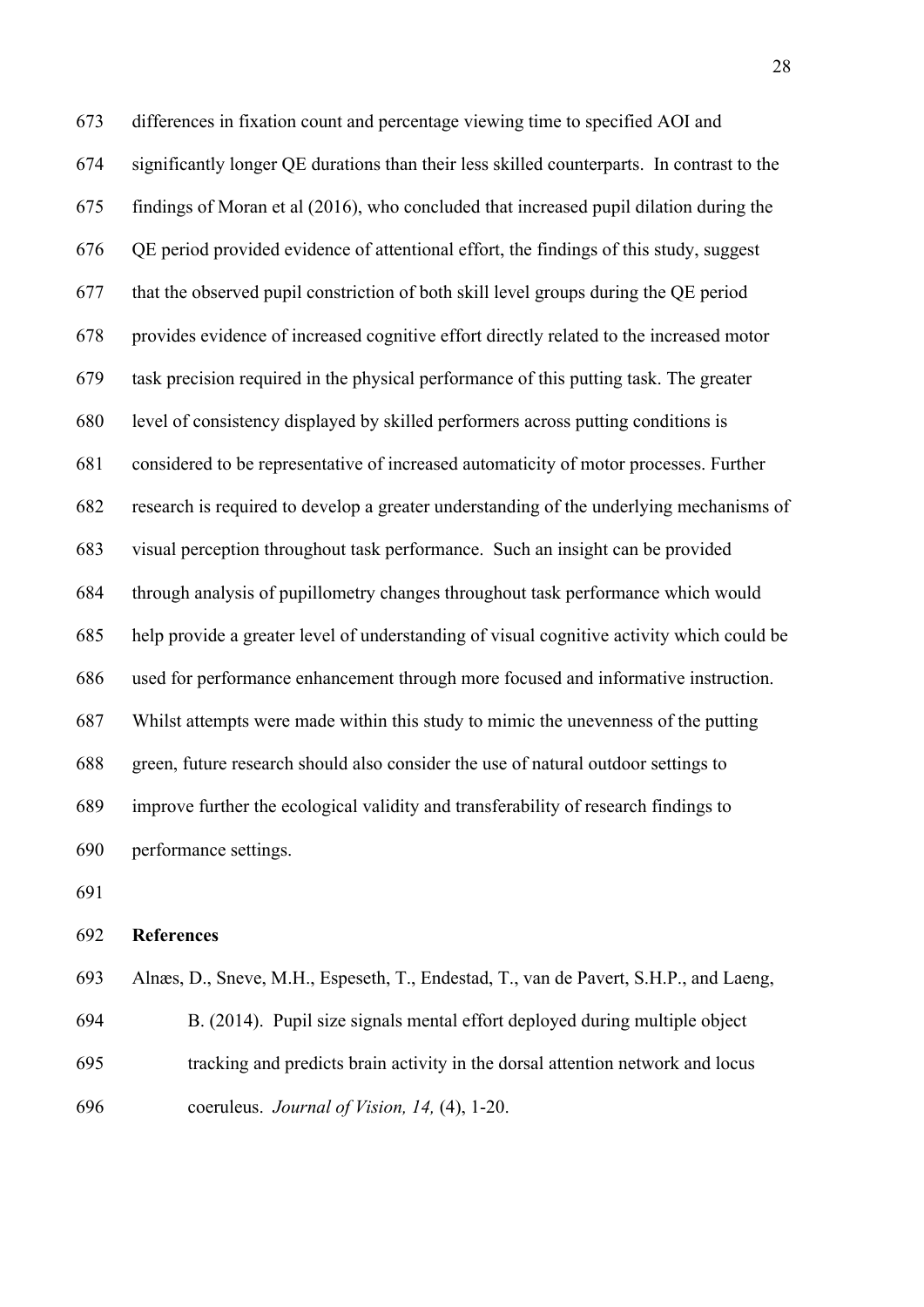differences in fixation count and percentage viewing time to specified AOI and significantly longer QE durations than their less skilled counterparts. In contrast to the findings of Moran et al (2016), who concluded that increased pupil dilation during the QE period provided evidence of attentional effort, the findings of this study, suggest that the observed pupil constriction of both skill level groups during the QE period provides evidence of increased cognitive effort directly related to the increased motor task precision required in the physical performance of this putting task. The greater level of consistency displayed by skilled performers across putting conditions is considered to be representative of increased automaticity of motor processes. Further research is required to develop a greater understanding of the underlying mechanisms of visual perception throughout task performance. Such an insight can be provided through analysis of pupillometry changes throughout task performance which would help provide a greater level of understanding of visual cognitive activity which could be used for performance enhancement through more focused and informative instruction. Whilst attempts were made within this study to mimic the unevenness of the putting green, future research should also consider the use of natural outdoor settings to improve further the ecological validity and transferability of research findings to performance settings.

## References

Alnæs, D., Sneve, M.H., Espeseth, T., Endestad, T., van de Pavert, S.H.P., and Laeng, B. (2014). Pupil size signals mental effort deployed during multiple object tracking and predicts brain activity in the dorsal attention network and locus coeruleus. *Journal of Vision, 14,* (4), 1-20.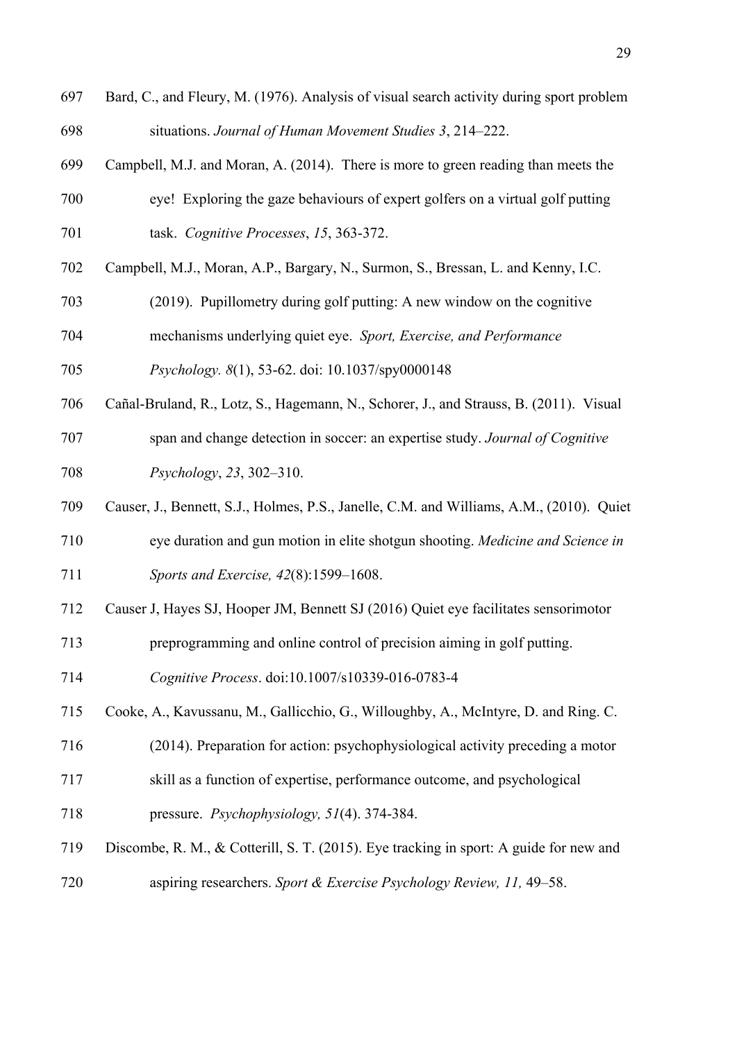Bard, C., and Fleury, M. (1976). Analysis of visual search activity during sport problem situations. *Journal of Human Movement Studies 3*, 214–222.

Campbell, M.J. and Moran, A. (2014). There is more to green reading than meets the eye! Exploring the gaze behaviours of expert golfers on a virtual golf putting task. *Cognitive Processes*, *15*, 363-372.

Campbell, M.J., Moran, A.P., Bargary, N., Surmon, S., Bressan, L. and Kenny, I.C. (2019). Pupillometry during golf putting: A new window on the cognitive mechanisms underlying quiet eye. *Sport, Exercise, and Performance Psychology. 8*(1), 53-62. doi: 10.1037/spy0000148

Cañal-Bruland, R., Lotz, S., Hagemann, N., Schorer, J., and Strauss, B. (2011). Visual span and change detection in soccer: an expertise study. *Journal of Cognitive Psychology*, *23*, 302–310.

Causer, J., Bennett, S.J., Holmes, P.S., Janelle, C.M. and Williams, A.M., (2010). Quiet eye duration and gun motion in elite shotgun shooting. *Medicine and Science in Sports and Exercise, 42*(8):1599–1608.

Causer J, Hayes SJ, Hooper JM, Bennett SJ (2016) Quiet eye facilitates sensorimotor preprogramming and online control of precision aiming in golf putting. *Cognitive Process*. doi:10.1007/s10339-016-0783-4

Cooke, A., Kavussanu, M., Gallicchio, G., Willoughby, A., McIntyre, D. and Ring. C. (2014). Preparation for action: psychophysiological activity preceding a motor skill as a function of expertise, performance outcome, and psychological pressure. *Psychophysiology, 51*(4). 374-384.

Discombe, R. M., & Cotterill, S. T. (2015). Eye tracking in sport: A guide for new and aspiring researchers. *Sport & Exercise Psychology Review, 11,* 49–58.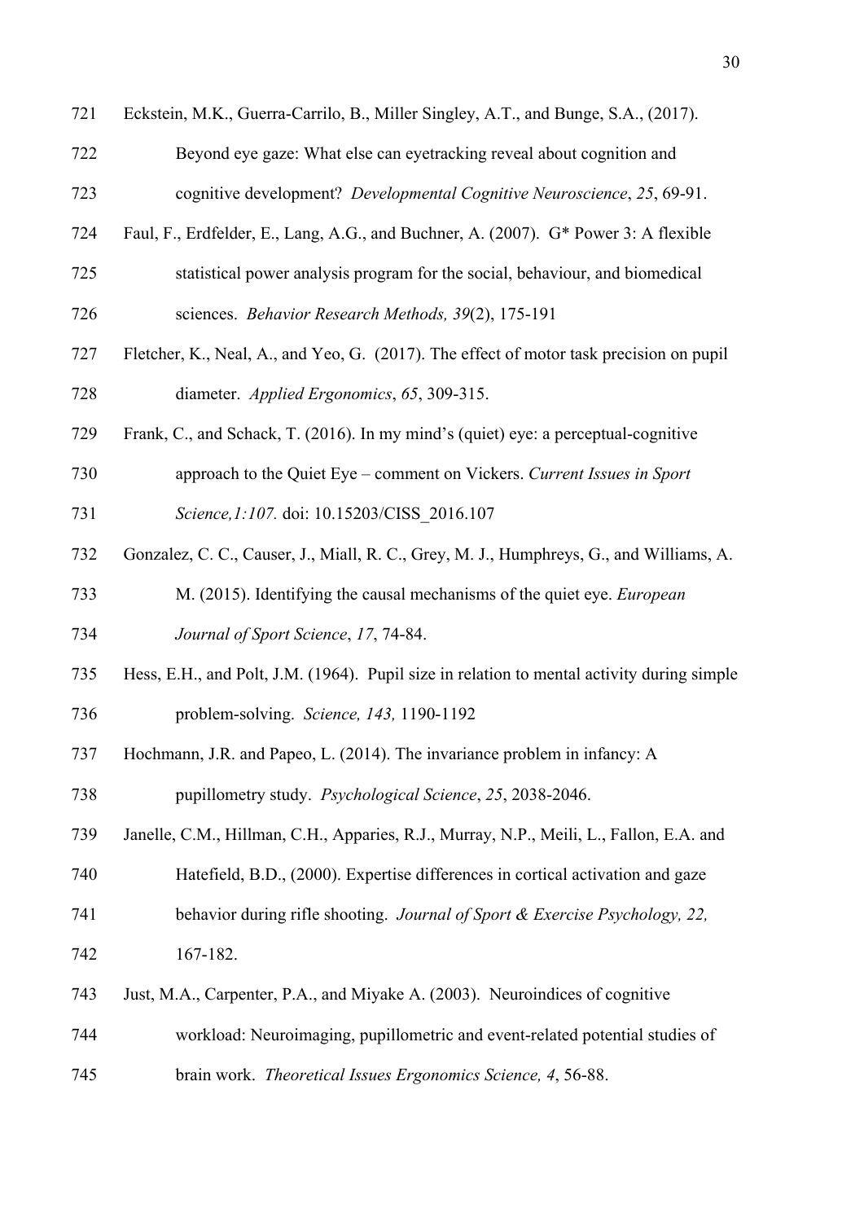Eckstein, M.K., Guerra-Carrilo, B., Miller Singley, A.T., and Bunge, S.A., (2017). Beyond eye gaze: What else can eyetracking reveal about cognition and cognitive development? *Developmental Cognitive Neuroscience*, *25*, 69-91.

Faul, F., Erdfelder, E., Lang, A.G., and Buchner, A. (2007). G* Power 3: A flexible statistical power analysis program for the social, behaviour, and biomedical sciences. *Behavior Research Methods, 39*(2), 175-191

Fletcher, K., Neal, A., and Yeo, G. (2017). The effect of motor task precision on pupil diameter. *Applied Ergonomics*, *65*, 309-315.

Frank, C., and Schack, T. (2016). In my mind's (quiet) eye: a perceptual-cognitive approach to the Quiet Eye – comment on Vickers. *Current Issues in Sport Science,1:107.* doi: 10.15203/CISS_2016.107

Gonzalez, C. C., Causer, J., Miall, R. C., Grey, M. J., Humphreys, G., and Williams, A. M. (2015). Identifying the causal mechanisms of the quiet eye. *European Journal of Sport Science*, *17*, 74-84.

Hess, E.H., and Polt, J.M. (1964). Pupil size in relation to mental activity during simple problem-solving. *Science, 143,* 1190-1192

Hochmann, J.R. and Papeo, L. (2014). The invariance problem in infancy: A pupillometry study. *Psychological Science*, *25*, 2038-2046.

Janelle, C.M., Hillman, C.H., Apparies, R.J., Murray, N.P., Meili, L., Fallon, E.A. and Hatefield, B.D., (2000). Expertise differences in cortical activation and gaze behavior during rifle shooting. *Journal of Sport & Exercise Psychology, 22,* 167-182.

Just, M.A., Carpenter, P.A., and Miyake A. (2003). Neuroindices of cognitive workload: Neuroimaging, pupillometric and event-related potential studies of brain work. *Theoretical Issues Ergonomics Science, 4*, 56-88.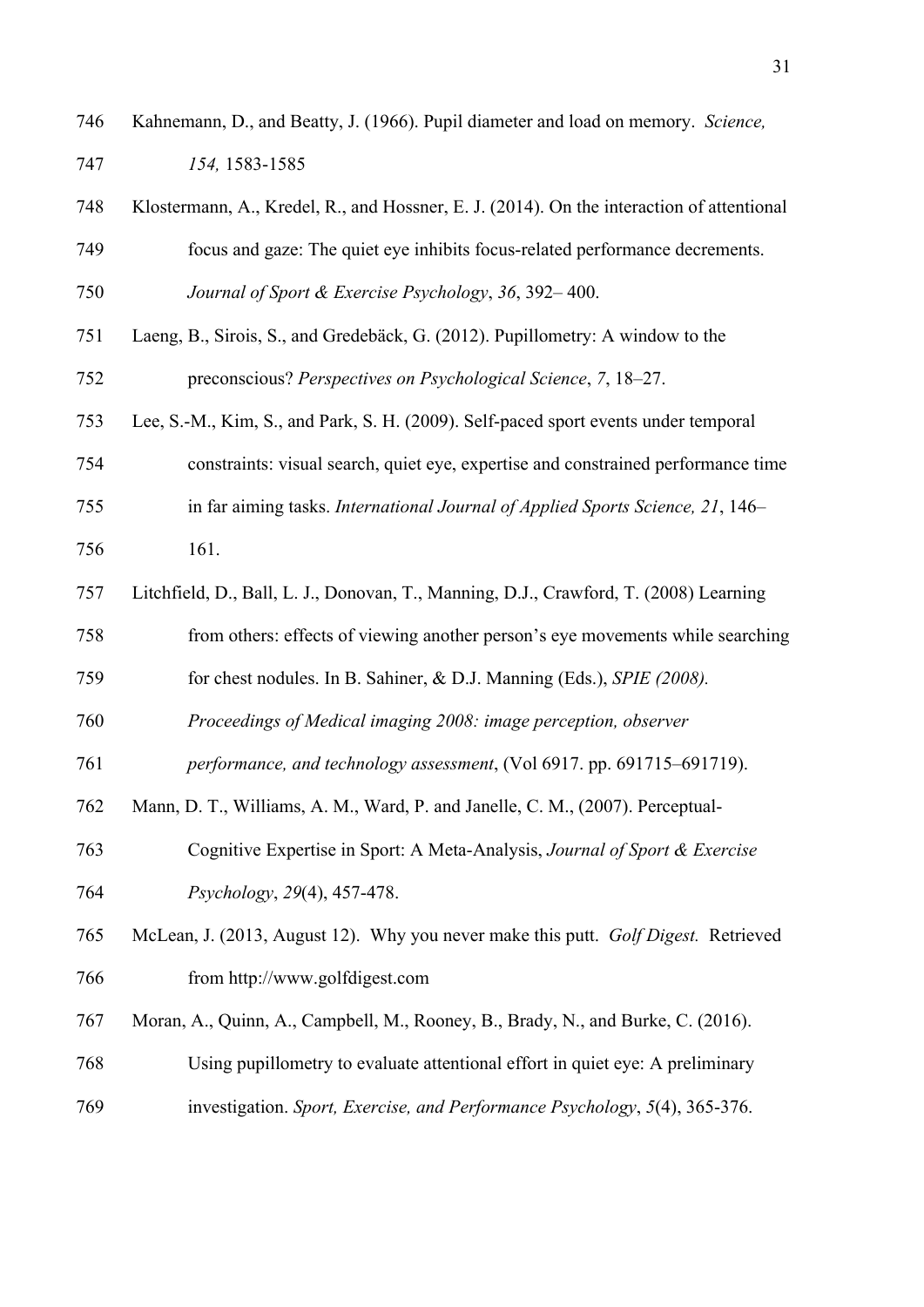Kahnemann, D., and Beatty, J. (1966). Pupil diameter and load on memory. *Science, 154,* 1583-1585

Klostermann, A., Kredel, R., and Hossner, E. J. (2014). On the interaction of attentional focus and gaze: The quiet eye inhibits focus-related performance decrements. *Journal of Sport & Exercise Psychology*, *36*, 392– 400.

Laeng, B., Sirois, S., and Gredebäck, G. (2012). Pupillometry: A window to the preconscious? *Perspectives on Psychological Science*, *7*, 18–27.

Lee, S.-M., Kim, S., and Park, S. H. (2009). Self-paced sport events under temporal constraints: visual search, quiet eye, expertise and constrained performance time in far aiming tasks. *International Journal of Applied Sports Science, 21*, 146–161.

Litchfield, D., Ball, L. J., Donovan, T., Manning, D.J., Crawford, T. (2008) Learning from others: effects of viewing another person's eye movements while searching for chest nodules. In B. Sahiner, & D.J. Manning (Eds.), *SPIE (2008). Proceedings of Medical imaging 2008: image perception, observer performance, and technology assessment*, (Vol 6917. pp. 691715–691719).

Mann, D. T., Williams, A. M., Ward, P. and Janelle, C. M., (2007). Perceptual-Cognitive Expertise in Sport: A Meta-Analysis, *Journal of Sport & Exercise Psychology*, *29*(4), 457-478.

McLean, J. (2013, August 12). Why you never make this putt. *Golf Digest.* Retrieved from http://www.golfdigest.com

Moran, A., Quinn, A., Campbell, M., Rooney, B., Brady, N., and Burke, C. (2016). Using pupillometry to evaluate attentional effort in quiet eye: A preliminary investigation. *Sport, Exercise, and Performance Psychology*, *5*(4), 365-376.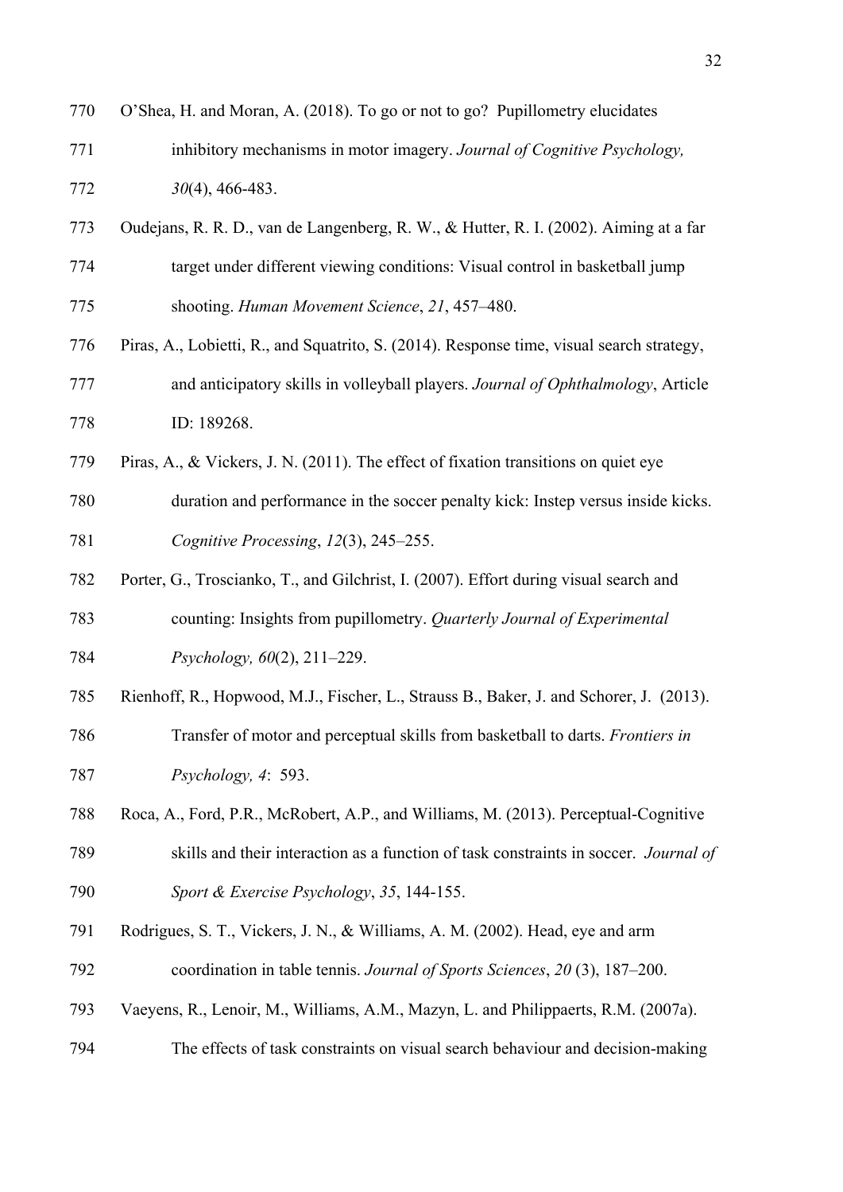O'Shea, H. and Moran, A. (2018). To go or not to go? Pupillometry elucidates inhibitory mechanisms in motor imagery. *Journal of Cognitive Psychology, 30*(4), 466-483.

Oudejans, R. R. D., van de Langenberg, R. W., & Hutter, R. I. (2002). Aiming at a far target under different viewing conditions: Visual control in basketball jump shooting. *Human Movement Science*, *21*, 457–480.

Piras, A., Lobietti, R., and Squatrito, S. (2014). Response time, visual search strategy, and anticipatory skills in volleyball players. *Journal of Ophthalmology*, Article ID: 189268.

Piras, A., & Vickers, J. N. (2011). The effect of fixation transitions on quiet eye duration and performance in the soccer penalty kick: Instep versus inside kicks. *Cognitive Processing*, *12*(3), 245–255.

Porter, G., Troscianko, T., and Gilchrist, I. (2007). Effort during visual search and counting: Insights from pupillometry. *Quarterly Journal of Experimental Psychology, 60*(2), 211–229.

Rienhoff, R., Hopwood, M.J., Fischer, L., Strauss B., Baker, J. and Schorer, J. (2013). Transfer of motor and perceptual skills from basketball to darts. *Frontiers in Psychology, 4*: 593.

Roca, A., Ford, P.R., McRobert, A.P., and Williams, M. (2013). Perceptual-Cognitive skills and their interaction as a function of task constraints in soccer. *Journal of Sport & Exercise Psychology*, *35*, 144-155.

Rodrigues, S. T., Vickers, J. N., & Williams, A. M. (2002). Head, eye and arm coordination in table tennis. *Journal of Sports Sciences*, *20* (3), 187–200.

Vaeyens, R., Lenoir, M., Williams, A.M., Mazyn, L. and Philippaerts, R.M. (2007a). The effects of task constraints on visual search behaviour and decision-making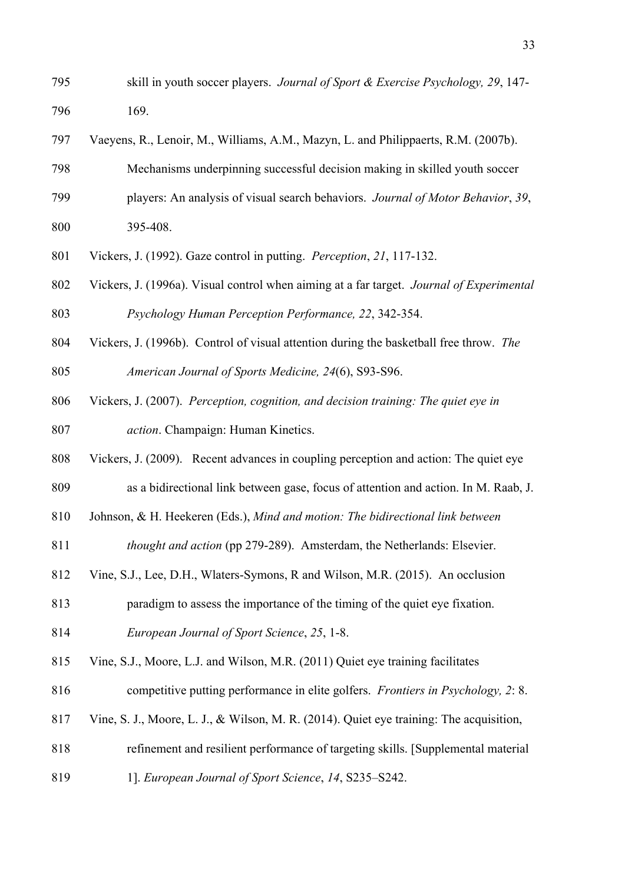skill in youth soccer players. *Journal of Sport & Exercise Psychology, 29*, 147-169.

Vaeyens, R., Lenoir, M., Williams, A.M., Mazyn, L. and Philippaerts, R.M. (2007b). Mechanisms underpinning successful decision making in skilled youth soccer players: An analysis of visual search behaviors. *Journal of Motor Behavior*, *39*, 395-408.

Vickers, J. (1992). Gaze control in putting. *Perception*, *21*, 117-132.

Vickers, J. (1996a). Visual control when aiming at a far target. *Journal of Experimental Psychology Human Perception Performance, 22*, 342-354.

Vickers, J. (1996b). Control of visual attention during the basketball free throw. *The American Journal of Sports Medicine, 24*(6), S93-S96.

Vickers, J. (2007). *Perception, cognition, and decision training: The quiet eye in action*. Champaign: Human Kinetics.

Vickers, J. (2009). Recent advances in coupling perception and action: The quiet eye as a bidirectional link between gase, focus of attention and action. In M. Raab, J. Johnson, & H. Heekeren (Eds.), *Mind and motion: The bidirectional link between thought and action* (pp 279-289). Amsterdam, the Netherlands: Elsevier.

Vine, S.J., Lee, D.H., Wlaters-Symons, R and Wilson, M.R. (2015). An occlusion paradigm to assess the importance of the timing of the quiet eye fixation. *European Journal of Sport Science*, *25*, 1-8.

Vine, S.J., Moore, L.J. and Wilson, M.R. (2011) Quiet eye training facilitates competitive putting performance in elite golfers. *Frontiers in Psychology, 2*: 8.

Vine, S. J., Moore, L. J., & Wilson, M. R. (2014). Quiet eye training: The acquisition, refinement and resilient performance of targeting skills. [Supplemental material 1]. *European Journal of Sport Science*, *14*, S235–S242.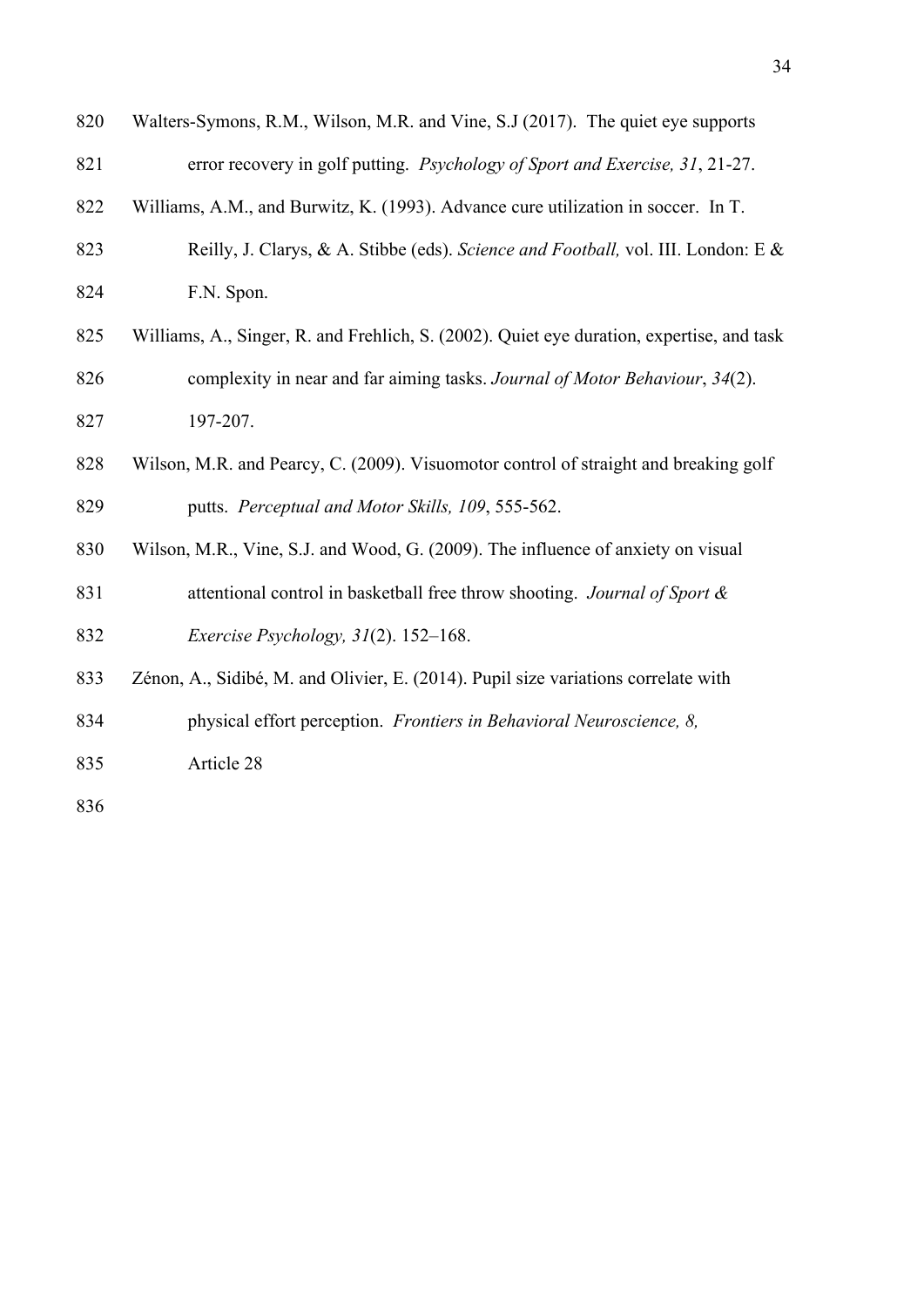Walters-Symons, R.M., Wilson, M.R. and Vine, S.J (2017). The quiet eye supports error recovery in golf putting. *Psychology of Sport and Exercise, 31*, 21-27.

Williams, A.M., and Burwitz, K. (1993). Advance cure utilization in soccer. In T. Reilly, J. Clarys, & A. Stibbe (eds). *Science and Football,* vol. III. London: E & F.N. Spon.

Williams, A., Singer, R. and Frehlich, S. (2002). Quiet eye duration, expertise, and task complexity in near and far aiming tasks. *Journal of Motor Behaviour*, *34*(2). 197-207.

Wilson, M.R. and Pearcy, C. (2009). Visuomotor control of straight and breaking golf putts. *Perceptual and Motor Skills, 109*, 555-562.

Wilson, M.R., Vine, S.J. and Wood, G. (2009). The influence of anxiety on visual attentional control in basketball free throw shooting. *Journal of Sport & Exercise Psychology, 31*(2). 152–168.

Zénon, A., Sidibé, M. and Olivier, E. (2014). Pupil size variations correlate with physical effort perception. *Frontiers in Behavioral Neuroscience, 8,* Article 28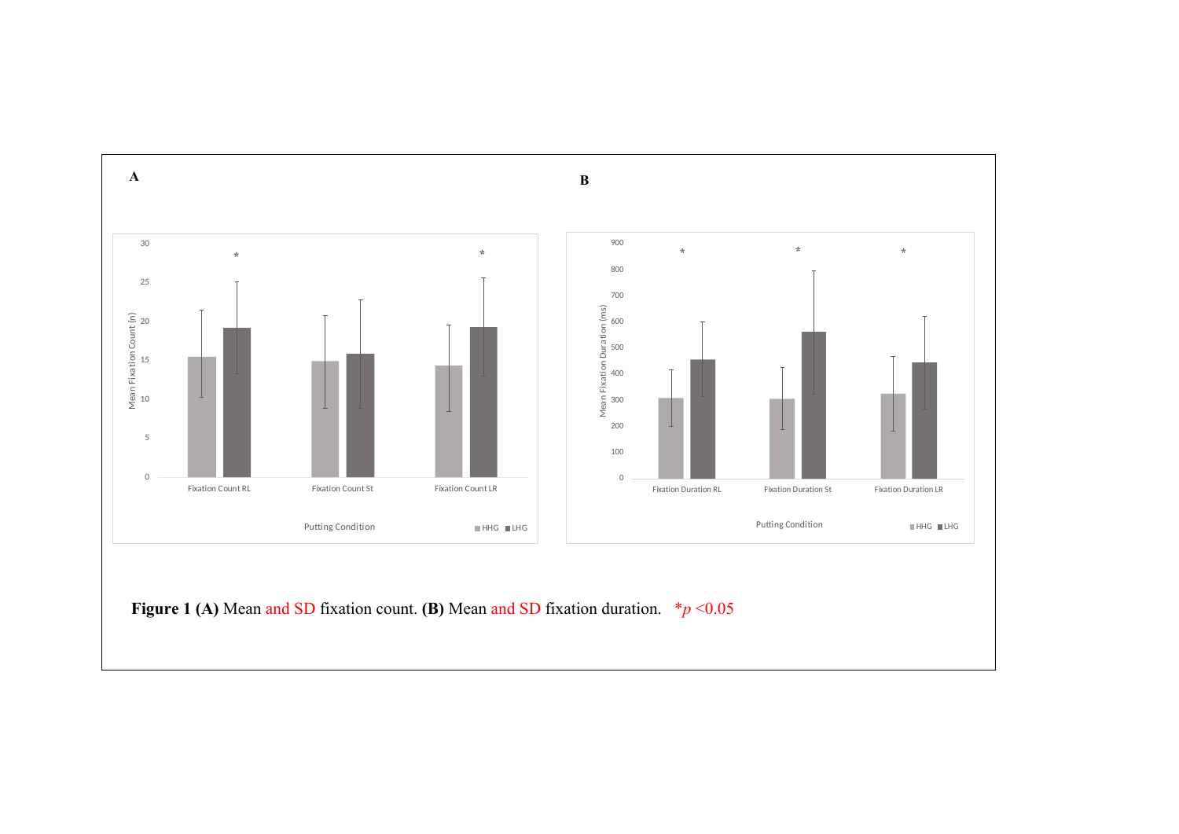**Figure 1 (A)** Mean and SD fixation count. **(B)** Mean and SD fixation duration. *$p$ <0.05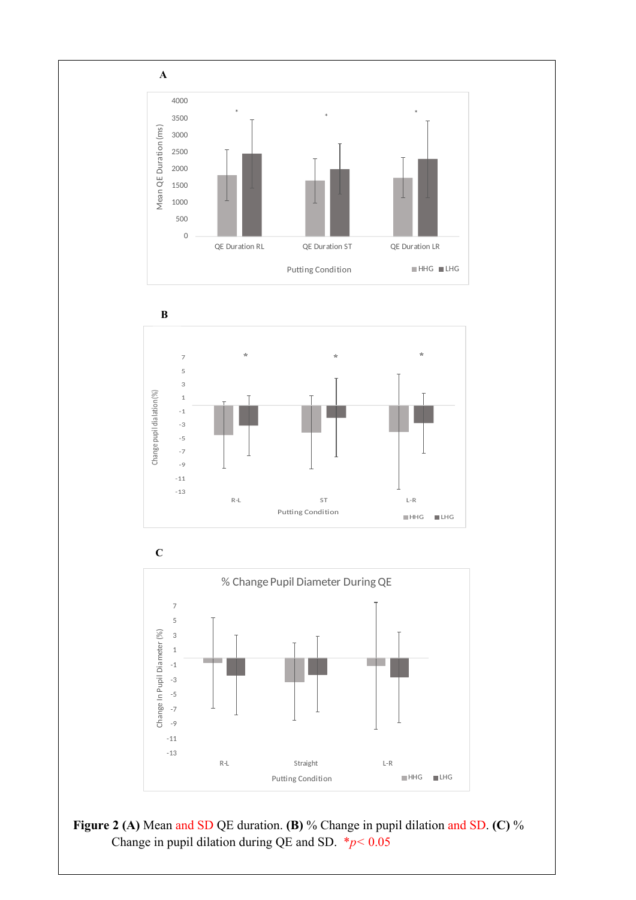**A**

**B**

**C**

**Figure 2 (A)** Mean and SD QE duration. **(B)** % Change in pupil dilation and SD. **(C)** % Change in pupil dilation during QE and SD. *$p < 0.05$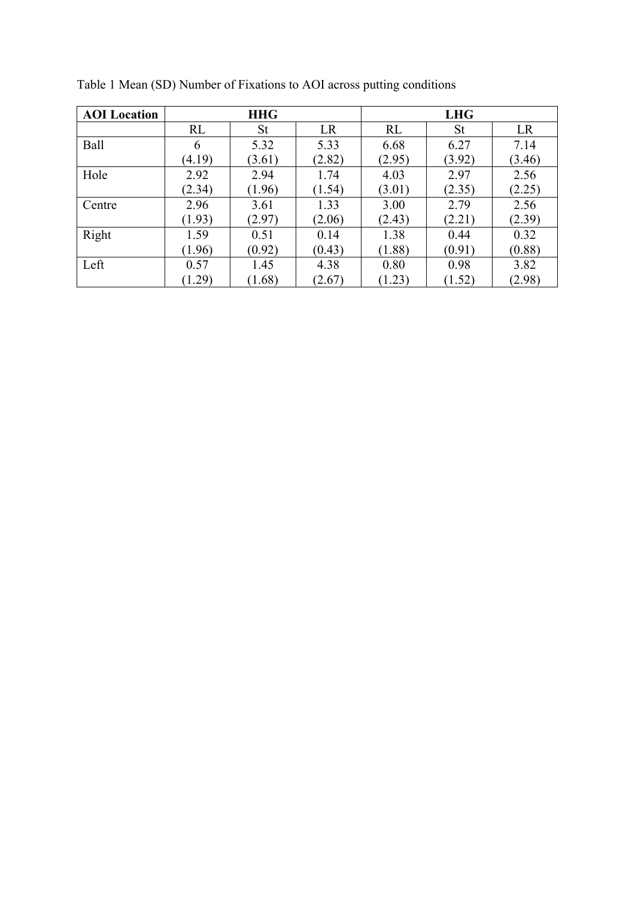Table 1 Mean (SD) Number of Fixations to AOI across putting conditions

| AOI Location | HHG | | | LHG | | |
|---|---|---|---|---|---|---|
| | RL | St | LR | RL | St | LR |
| Ball | 6 (4.19) | 5.32 (3.61) | 5.33 (2.82) | 6.68 (2.95) | 6.27 (3.92) | 7.14 (3.46) |
| Hole | 2.92 (2.34) | 2.94 (1.96) | 1.74 (1.54) | 4.03 (3.01) | 2.97 (2.35) | 2.56 (2.25) |
| Centre | 2.96 (1.93) | 3.61 (2.97) | 1.33 (2.06) | 3.00 (2.43) | 2.79 (2.21) | 2.56 (2.39) |
| Right | 1.59 (1.96) | 0.51 (0.92) | 0.14 (0.43) | 1.38 (1.88) | 0.44 (0.91) | 0.32 (0.88) |
| Left | 0.57 (1.29) | 1.45 (1.68) | 4.38 (2.67) | 0.80 (1.23) | 0.98 (1.52) | 3.82 (2.98) |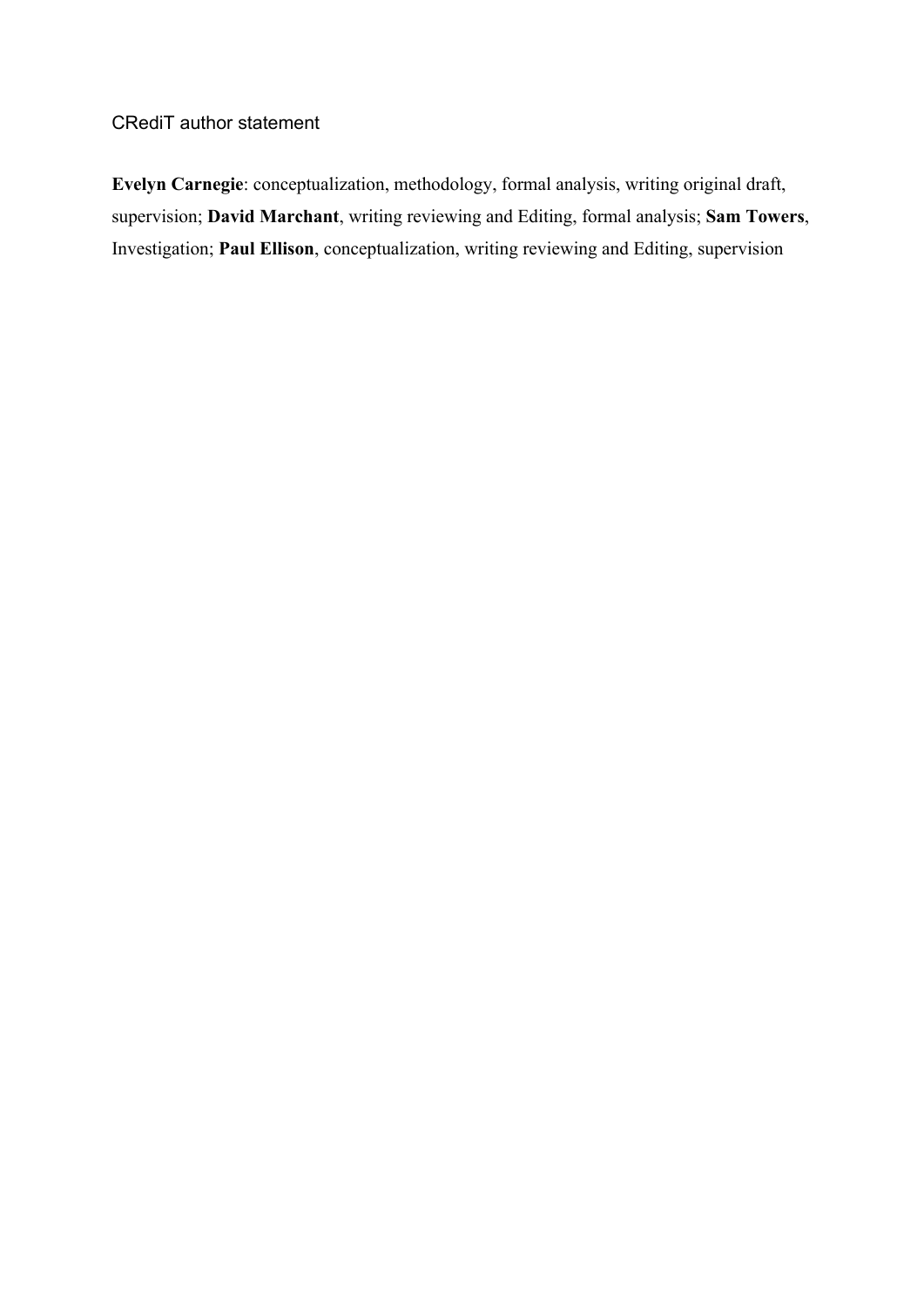CRediT author statement

**Evelyn Carnegie**: conceptualization, methodology, formal analysis, writing original draft, supervision; **David Marchant**, writing reviewing and Editing, formal analysis; **Sam Towers**, Investigation; **Paul Ellison**, conceptualization, writing reviewing and Editing, supervision